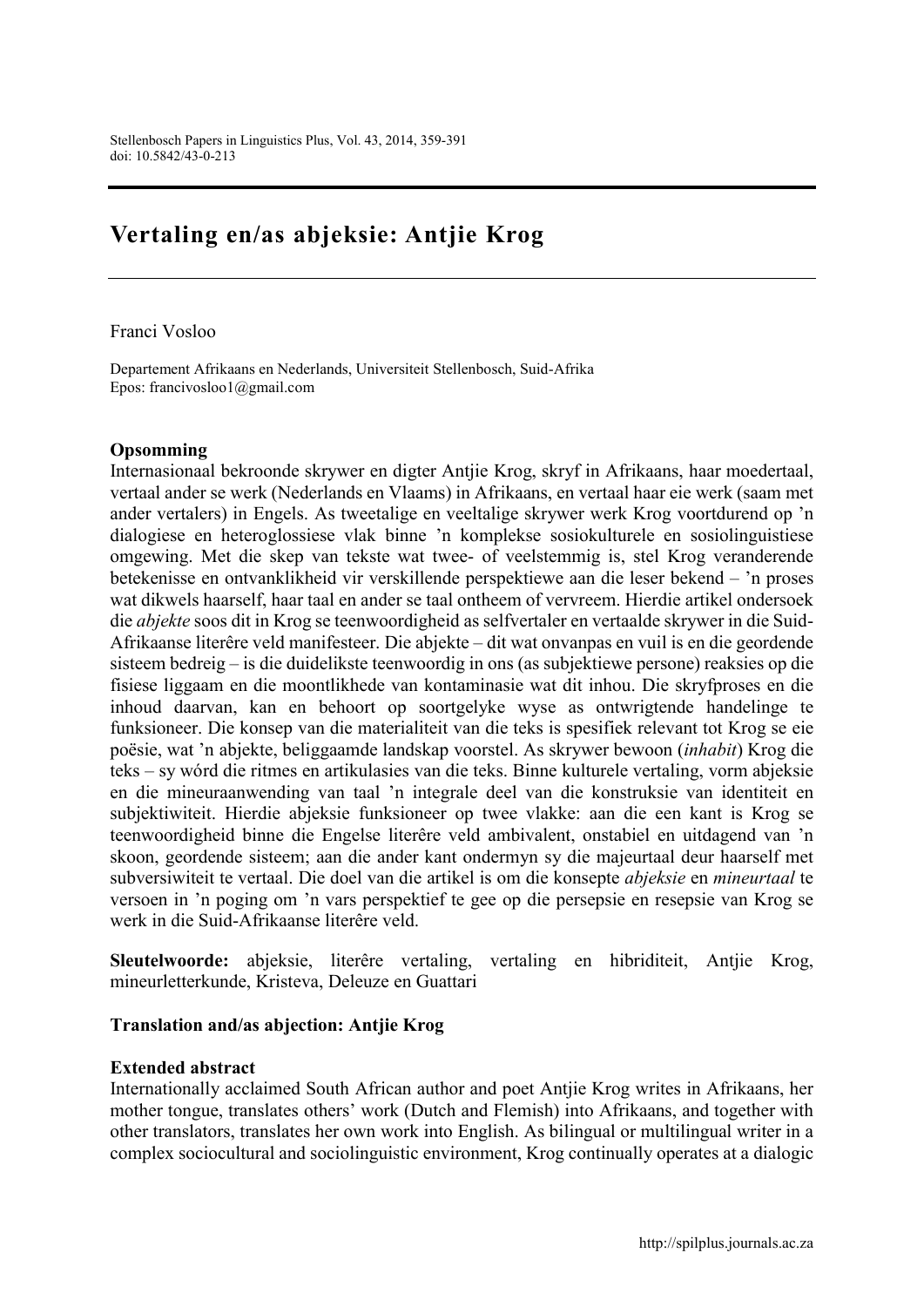# Vertaling en/as abjeksie: Antjie Krog

Franci Vosloo

Departement Afrikaans en Nederlands, Universiteit Stellenbosch, Suid-Afrika
Epos: francivosloo1@gmail.com

## Opsomming

Internasionaal bekroonde skrywer en digter Antjie Krog, skryf in Afrikaans, haar moedertaal, vertaal ander se werk (Nederlands en Vlaams) in Afrikaans, en vertaal haar eie werk (saam met ander vertalers) in Engels. As tweetalige en veeltalige skrywer werk Krog voortdurend op 'n dialogiese en heteroglossiese vlak binne 'n komplekse sosiokulturele en sosiolinguistiese omgewing. Met die skep van tekste wat twee- of veelstemmig is, stel Krog veranderende betekenisse en ontvanklikheid vir verskillende perspektiewe aan die leser bekend – 'n proses wat dikwels haarself, haar taal en ander se taal ontheem of vervreem. Hierdie artikel ondersoek die *abjekte* soos dit in Krog se teenwoordigheid as selfvertaler en vertaalde skrywer in die Suid-Afrikaanse literêre veld manifesteer. Die abjekte – dit wat onvanpas en vuil is en die geordende sisteem bedreig – is die duidelikste teenwoordig in ons (as subjektiewe persone) reaksies op die fisiese liggaam en die moontlikhede van kontaminasie wat dit inhou. Die skryfproses en die inhoud daarvan, kan en behoort op soortgelyke wyse as ontwrigtende handelinge te funksioneer. Die konsep van die materialiteit van die teks is spesifiek relevant tot Krog se eie poësie, wat 'n abjekte, beliggaamde landskap voorstel. As skrywer bewoon (*inhabit*) Krog die teks – sy wórd die ritmes en artikulasies van die teks. Binne kulturele vertaling, vorm abjeksie en die mineuraanwending van taal 'n integrale deel van die konstruksie van identiteit en subjektiwiteit. Hierdie abjeksie funksioneer op twee vlakke: aan die een kant is Krog se teenwoordigheid binne die Engelse literêre veld ambivalent, onstabiel en uitdagend van 'n skoon, geordende sisteem; aan die ander kant ondermyn sy die majeurtaal deur haarself met subversiwiteit te vertaal. Die doel van die artikel is om die konsepte *abjeksie* en *mineurtaal* te versoen in 'n poging om 'n vars perspektief te gee op die persepsie en resepsie van Krog se werk in die Suid-Afrikaanse literêre veld.

**Sleutelwoorde:** abjeksie, literêre vertaling, vertaling en hibriditeit, Antjie Krog, mineurletterkunde, Kristeva, Deleuze en Guattari

## Translation and/as abjection: Antjie Krog

### Extended abstract

Internationally acclaimed South African author and poet Antjie Krog writes in Afrikaans, her mother tongue, translates others' work (Dutch and Flemish) into Afrikaans, and together with other translators, translates her own work into English. As bilingual or multilingual writer in a complex sociocultural and sociolinguistic environment, Krog continually operates at a dialogic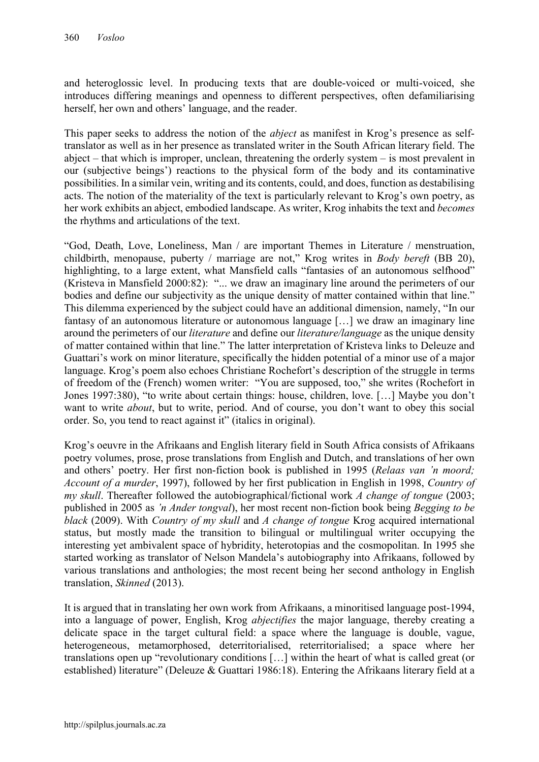and heteroglossic level. In producing texts that are double-voiced or multi-voiced, she introduces differing meanings and openness to different perspectives, often defamiliarising herself, her own and others' language, and the reader.

This paper seeks to address the notion of the *abject* as manifest in Krog's presence as self-translator as well as in her presence as translated writer in the South African literary field. The abject – that which is improper, unclean, threatening the orderly system – is most prevalent in our (subjective beings') reactions to the physical form of the body and its contaminative possibilities. In a similar vein, writing and its contents, could, and does, function as destabilising acts. The notion of the materiality of the text is particularly relevant to Krog's own poetry, as her work exhibits an abject, embodied landscape. As writer, Krog inhabits the text and *becomes* the rhythms and articulations of the text.

"God, Death, Love, Loneliness, Man / are important Themes in Literature / menstruation, childbirth, menopause, puberty / marriage are not," Krog writes in *Body bereft* (BB 20), highlighting, to a large extent, what Mansfield calls "fantasies of an autonomous selfhood" (Kristeva in Mansfield 2000:82): "... we draw an imaginary line around the perimeters of our bodies and define our subjectivity as the unique density of matter contained within that line." This dilemma experienced by the subject could have an additional dimension, namely, "In our fantasy of an autonomous literature or autonomous language […] we draw an imaginary line around the perimeters of our *literature* and define our *literature/language* as the unique density of matter contained within that line." The latter interpretation of Kristeva links to Deleuze and Guattari's work on minor literature, specifically the hidden potential of a minor use of a major language. Krog's poem also echoes Christiane Rochefort's description of the struggle in terms of freedom of the (French) women writer: "You are supposed, too," she writes (Rochefort in Jones 1997:380), "to write about certain things: house, children, love. […] Maybe you don't want to write *about*, but to write, period. And of course, you don't want to obey this social order. So, you tend to react against it" (italics in original).

Krog's oeuvre in the Afrikaans and English literary field in South Africa consists of Afrikaans poetry volumes, prose, prose translations from English and Dutch, and translations of her own and others' poetry. Her first non-fiction book is published in 1995 (*Relaas van 'n moord; Account of a murder*, 1997), followed by her first publication in English in 1998, *Country of my skull*. Thereafter followed the autobiographical/fictional work *A change of tongue* (2003; published in 2005 as *'n Ander tongval*), her most recent non-fiction book being *Begging to be black* (2009). With *Country of my skull* and *A change of tongue* Krog acquired international status, but mostly made the transition to bilingual or multilingual writer occupying the interesting yet ambivalent space of hybridity, heterotopias and the cosmopolitan. In 1995 she started working as translator of Nelson Mandela's autobiography into Afrikaans, followed by various translations and anthologies; the most recent being her second anthology in English translation, *Skinned* (2013).

It is argued that in translating her own work from Afrikaans, a minoritised language post-1994, into a language of power, English, Krog *abjectifies* the major language, thereby creating a delicate space in the target cultural field: a space where the language is double, vague, heterogeneous, metamorphosed, deterritorialised, reterritorialised; a space where her translations open up "revolutionary conditions […] within the heart of what is called great (or established) literature" (Deleuze & Guattari 1986:18). Entering the Afrikaans literary field at a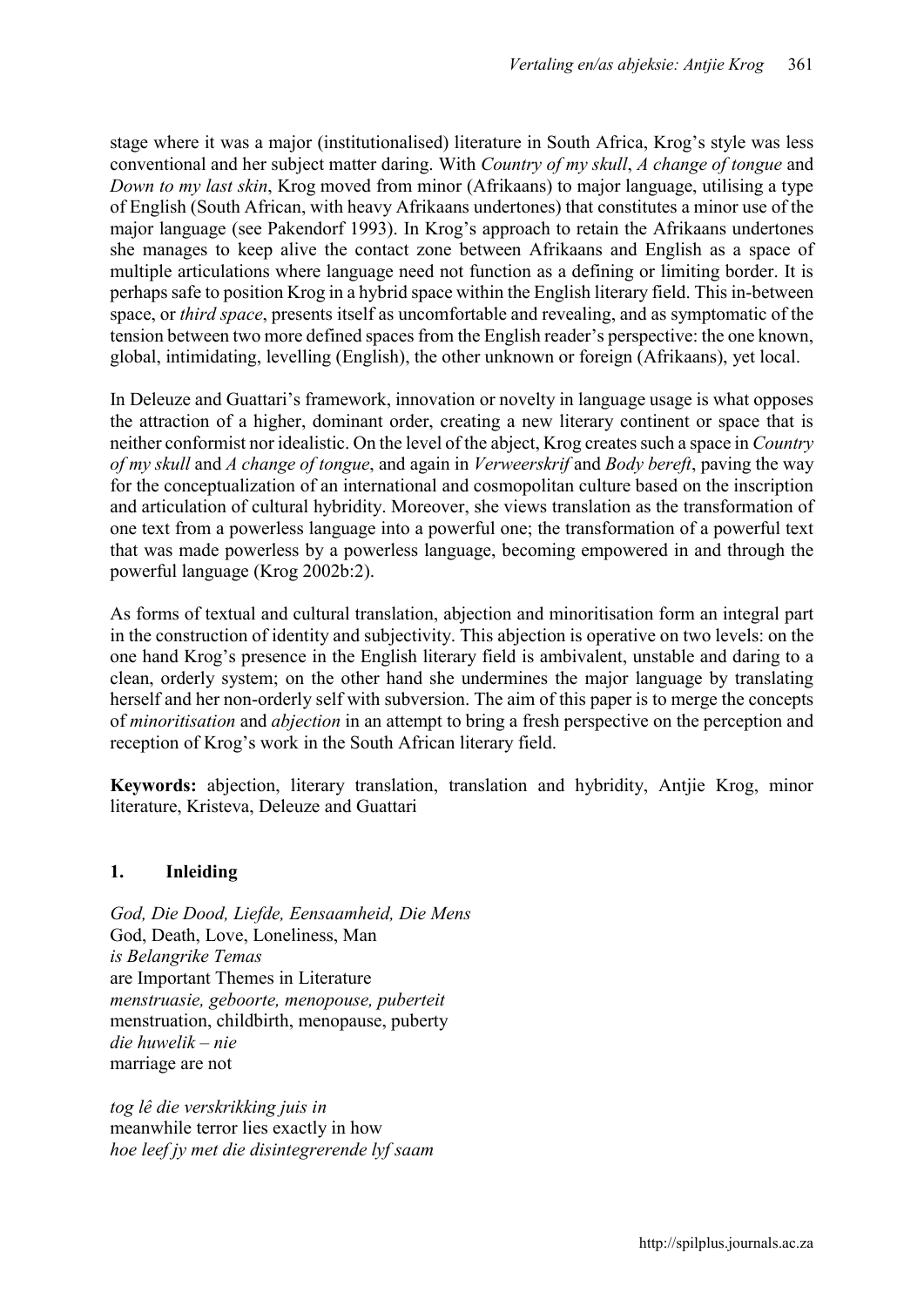stage where it was a major (institutionalised) literature in South Africa, Krog's style was less conventional and her subject matter daring. With *Country of my skull*, *A change of tongue* and *Down to my last skin*, Krog moved from minor (Afrikaans) to major language, utilising a type of English (South African, with heavy Afrikaans undertones) that constitutes a minor use of the major language (see Pakendorf 1993). In Krog's approach to retain the Afrikaans undertones she manages to keep alive the contact zone between Afrikaans and English as a space of multiple articulations where language need not function as a defining or limiting border. It is perhaps safe to position Krog in a hybrid space within the English literary field. This in-between space, or *third space*, presents itself as uncomfortable and revealing, and as symptomatic of the tension between two more defined spaces from the English reader's perspective: the one known, global, intimidating, levelling (English), the other unknown or foreign (Afrikaans), yet local.

In Deleuze and Guattari's framework, innovation or novelty in language usage is what opposes the attraction of a higher, dominant order, creating a new literary continent or space that is neither conformist nor idealistic. On the level of the abject, Krog creates such a space in *Country of my skull* and *A change of tongue*, and again in *Verweerskrif* and *Body bereft*, paving the way for the conceptualization of an international and cosmopolitan culture based on the inscription and articulation of cultural hybridity. Moreover, she views translation as the transformation of one text from a powerless language into a powerful one; the transformation of a powerful text that was made powerless by a powerless language, becoming empowered in and through the powerful language (Krog 2002b:2).

As forms of textual and cultural translation, abjection and minoritisation form an integral part in the construction of identity and subjectivity. This abjection is operative on two levels: on the one hand Krog's presence in the English literary field is ambivalent, unstable and daring to a clean, orderly system; on the other hand she undermines the major language by translating herself and her non-orderly self with subversion. The aim of this paper is to merge the concepts of *minoritisation* and *abjection* in an attempt to bring a fresh perspective on the perception and reception of Krog's work in the South African literary field.

**Keywords:** abjection, literary translation, translation and hybridity, Antjie Krog, minor literature, Kristeva, Deleuze and Guattari

## 1. Inleiding

*God, Die Dood, Liefde, Eensaamheid, Die Mens*
God, Death, Love, Loneliness, Man
*is Belangrike Temas*
are Important Themes in Literature
*menstruasie, geboorte, menopouse, puberteit*
menstruation, childbirth, menopause, puberty
*die huwelik – nie*
marriage are not

*tog lê die verskrikking juis in*
meanwhile terror lies exactly in how
*hoe leef jy met die disintegrerende lyf saam*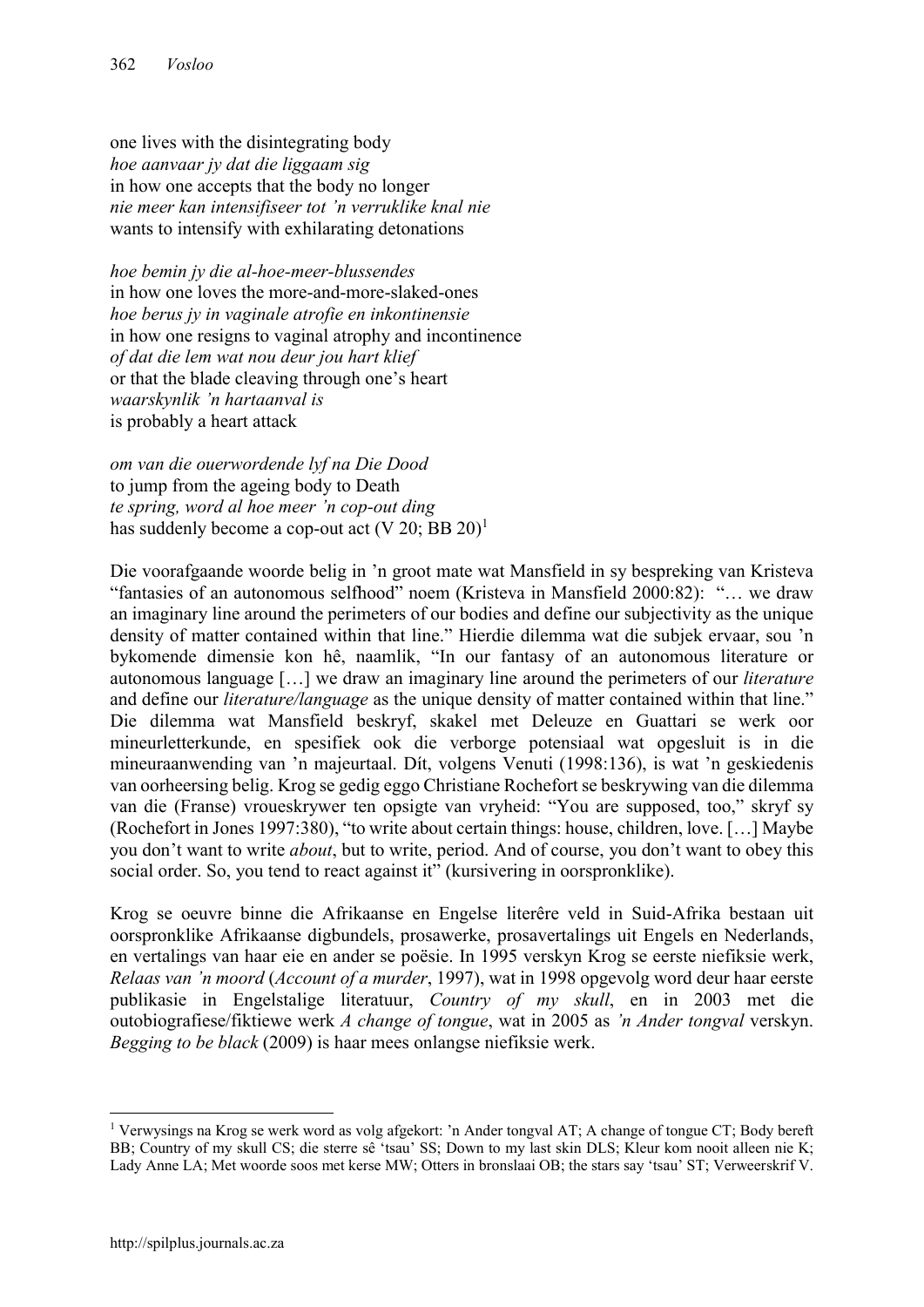one lives with the disintegrating body
*hoe aanvaar jy dat die liggaam sig*
in how one accepts that the body no longer
*nie meer kan intensifiseer tot 'n verruklike knal nie*
wants to intensify with exhilarating detonations

*hoe bemin jy die al-hoe-meer-blussendes*
in how one loves the more-and-more-slaked-ones
*hoe berus jy in vaginale atrofie en inkontinensie*
in how one resigns to vaginal atrophy and incontinence
*of dat die lem wat nou deur jou hart klief*
or that the blade cleaving through one's heart
*waarskynlik 'n hartaanval is*
is probably a heart attack

*om van die ouerwordende lyf na Die Dood*
to jump from the ageing body to Death
*te spring, word al hoe meer 'n cop-out ding*
has suddenly become a cop-out act (V 20; BB 20)[1]

Die voorafgaande woorde belig in 'n groot mate wat Mansfield in sy bespreking van Kristeva "fantasies of an autonomous selfhood" noem (Kristeva in Mansfield 2000:82): "… we draw an imaginary line around the perimeters of our bodies and define our subjectivity as the unique density of matter contained within that line." Hierdie dilemma wat die subjek ervaar, sou 'n bykomende dimensie kon hê, naamlik, "In our fantasy of an autonomous literature or autonomous language […] we draw an imaginary line around the perimeters of our *literature* and define our *literature/language* as the unique density of matter contained within that line." Die dilemma wat Mansfield beskryf, skakel met Deleuze en Guattari se werk oor mineurletterkunde, en spesifiek ook die verborge potensiaal wat opgesluit is in die mineuraanwending van 'n majeurtaal. Dít, volgens Venuti (1998:136), is wat 'n geskiedenis van oorheersing belig. Krog se gedig eggo Christiane Rochefort se beskrywing van die dilemma van die (Franse) vroueskrywer ten opsigte van vryheid: "You are supposed, too," skryf sy (Rochefort in Jones 1997:380), "to write about certain things: house, children, love. […] Maybe you don't want to write *about*, but to write, period. And of course, you don't want to obey this social order. So, you tend to react against it" (kursivering in oorspronklike).

Krog se oeuvre binne die Afrikaanse en Engelse literêre veld in Suid-Afrika bestaan uit oorspronklike Afrikaanse digbundels, prosawerke, prosavertalings uit Engels en Nederlands, en vertalings van haar eie en ander se poësie. In 1995 verskyn Krog se eerste niefiksie werk, *Relaas van 'n moord* (*Account of a murder*, 1997), wat in 1998 opgevolg word deur haar eerste publikasie in Engelstalige literatuur, *Country of my skull*, en in 2003 met die outobiografiese/fiktiewe werk *A change of tongue*, wat in 2005 as *'n Ander tongval* verskyn. *Begging to be black* (2009) is haar mees onlangse niefiksie werk.

---

[1] Verwysings na Krog se werk word as volg afgekort: 'n Ander tongval AT; A change of tongue CT; Body bereft BB; Country of my skull CS; die sterre sê 'tsau' SS; Down to my last skin DLS; Kleur kom nooit alleen nie K; Lady Anne LA; Met woorde soos met kerse MW; Otters in bronslaai OB; the stars say 'tsau' ST; Verweerskrif V.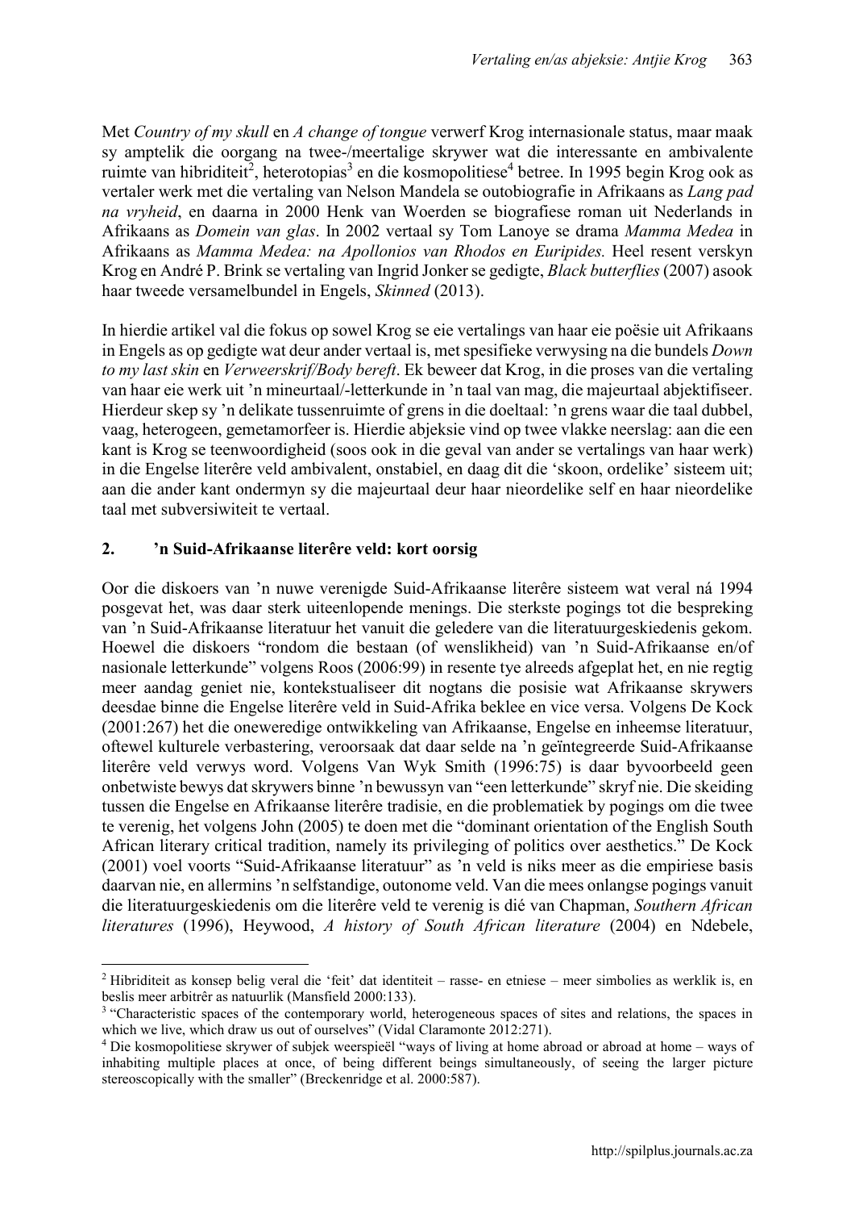Met *Country of my skull* en *A change of tongue* verwerf Krog internasionale status, maar maak sy amptelik die oorgang na twee-/meertalige skrywer wat die interessante en ambivalente ruimte van hibriditeit[2], heterotopias[3] en die kosmopolitiese[4] betree. In 1995 begin Krog ook as vertaler werk met die vertaling van Nelson Mandela se outobiografie in Afrikaans as *Lang pad na vryheid*, en daarna in 2000 Henk van Woerden se biografiese roman uit Nederlands in Afrikaans as *Domein van glas*. In 2002 vertaal sy Tom Lanoye se drama *Mamma Medea* in Afrikaans as *Mamma Medea: na Apollonios van Rhodos en Euripides.* Heel resent verskyn Krog en André P. Brink se vertaling van Ingrid Jonker se gedigte, *Black butterflies* (2007) asook haar tweede versamelbundel in Engels, *Skinned* (2013).

In hierdie artikel val die fokus op sowel Krog se eie vertalings van haar eie poësie uit Afrikaans in Engels as op gedigte wat deur ander vertaal is, met spesifieke verwysing na die bundels *Down to my last skin* en *Verweerskrif/Body bereft*. Ek beweer dat Krog, in die proses van die vertaling van haar eie werk uit 'n mineurtaal/-letterkunde in 'n taal van mag, die majeurtaal abjektifiseer. Hierdeur skep sy 'n delikate tussenruimte of grens in die doeltaal: 'n grens waar die taal dubbel, vaag, heterogeen, gemetamorfeer is. Hierdie abjeksie vind op twee vlakke neerslag: aan die een kant is Krog se teenwoordigheid (soos ook in die geval van ander se vertalings van haar werk) in die Engelse literêre veld ambivalent, onstabiel, en daag dit die 'skoon, ordelike' sisteem uit; aan die ander kant ondermyn sy die majeurtaal deur haar nieordelike self en haar nieordelike taal met subversiwiteit te vertaal.

## 2. 'n Suid-Afrikaanse literêre veld: kort oorsig

Oor die diskoers van 'n nuwe verenigde Suid-Afrikaanse literêre sisteem wat veral ná 1994 posgevat het, was daar sterk uiteenlopende menings. Die sterkste pogings tot die bespreking van 'n Suid-Afrikaanse literatuur het vanuit die geledere van die literatuurgeskiedenis gekom. Hoewel die diskoers "rondom die bestaan (of wenslikheid) van 'n Suid-Afrikaanse en/of nasionale letterkunde" volgens Roos (2006:99) in resente tye alreeds afgeplat het, en nie regtig meer aandag geniet nie, kontekstualiseer dit nogtans die posisie wat Afrikaanse skrywers deesdae binne die Engelse literêre veld in Suid-Afrika beklee en vice versa. Volgens De Kock (2001:267) het die oneweredige ontwikkeling van Afrikaanse, Engelse en inheemse literatuur, oftewel kulturele verbastering, veroorsaak dat daar selde na 'n geïntegreerde Suid-Afrikaanse literêre veld verwys word. Volgens Van Wyk Smith (1996:75) is daar byvoorbeeld geen onbetwiste bewys dat skrywers binne 'n bewussyn van "een letterkunde" skryf nie. Die skeiding tussen die Engelse en Afrikaanse literêre tradisie, en die problematiek by pogings om die twee te verenig, het volgens John (2005) te doen met die "dominant orientation of the English South African literary critical tradition, namely its privileging of politics over aesthetics." De Kock (2001) voel voorts "Suid-Afrikaanse literatuur" as 'n veld is niks meer as die empiriese basis daarvan nie, en allermins 'n selfstandige, outonome veld. Van die mees onlangse pogings vanuit die literatuurgeskiedenis om die literêre veld te verenig is dié van Chapman, *Southern African literatures* (1996), Heywood, *A history of South African literature* (2004) en Ndebele,

[2] Hibriditeit as konsep belig veral die 'feit' dat identiteit – rasse- en etniese – meer simbolies as werklik is, en beslis meer arbitrêr as natuurlik (Mansfield 2000:133).

[3] "Characteristic spaces of the contemporary world, heterogeneous spaces of sites and relations, the spaces in which we live, which draw us out of ourselves" (Vidal Claramonte 2012:271).

[4] Die kosmopolitiese skrywer of subjek weerspieël "ways of living at home abroad or abroad at home – ways of inhabiting multiple places at once, of being different beings simultaneously, of seeing the larger picture stereoscopically with the smaller" (Breckenridge et al. 2000:587).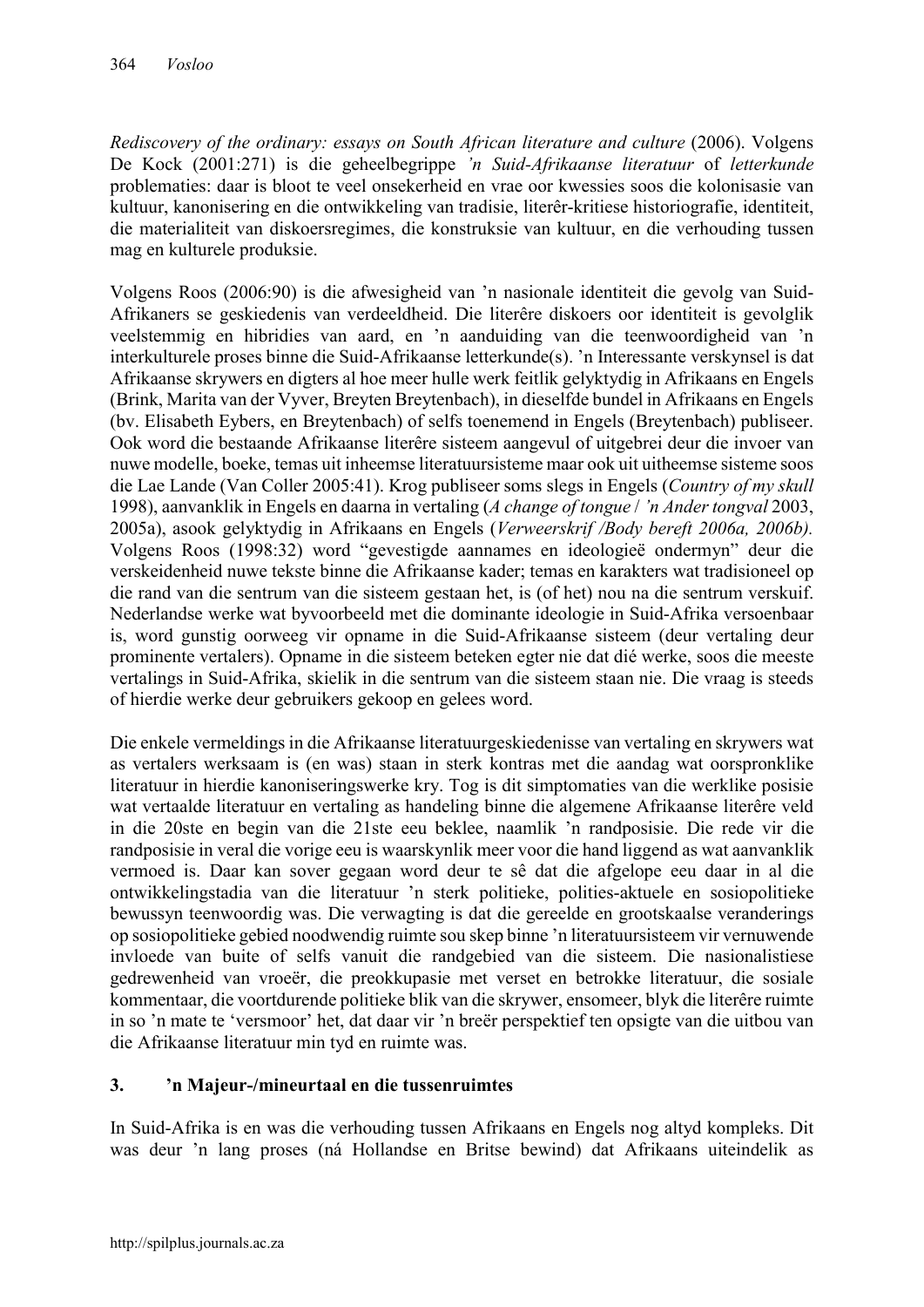*Rediscovery of the ordinary: essays on South African literature and culture* (2006). Volgens De Kock (2001:271) is die geheelbegrippe *'n Suid-Afrikaanse literatuur* of *letterkunde* problematies: daar is bloot te veel onsekerheid en vrae oor kwessies soos die kolonisasie van kultuur, kanonisering en die ontwikkeling van tradisie, literêr-kritiese historiografie, identiteit, die materialiteit van diskoersregimes, die konstruksie van kultuur, en die verhouding tussen mag en kulturele produksie.

Volgens Roos (2006:90) is die afwesigheid van 'n nasionale identiteit die gevolg van Suid-Afrikaners se geskiedenis van verdeeldheid. Die literêre diskoers oor identiteit is gevolglik veelstemmig en hibridies van aard, en 'n aanduiding van die teenwoordigheid van 'n interkulturele proses binne die Suid-Afrikaanse letterkunde(s). 'n Interessante verskynsel is dat Afrikaanse skrywers en digters al hoe meer hulle werk feitlik gelyktydig in Afrikaans en Engels (Brink, Marita van der Vyver, Breyten Breytenbach), in dieselfde bundel in Afrikaans en Engels (bv. Elisabeth Eybers, en Breytenbach) of selfs toenemend in Engels (Breytenbach) publiseer. Ook word die bestaande Afrikaanse literêre sisteem aangevul of uitgebrei deur die invoer van nuwe modelle, boeke, temas uit inheemse literatuursisteme maar ook uit uitheemse sisteme soos die Lae Lande (Van Coller 2005:41). Krog publiseer soms slegs in Engels (*Country of my skull* 1998), aanvanklik in Engels en daarna in vertaling (*A change of tongue* / *'n Ander tongval* 2003, 2005a), asook gelyktydig in Afrikaans en Engels (*Verweerskrif /Body bereft 2006a, 2006b).* Volgens Roos (1998:32) word "gevestigde aannames en ideologieë ondermyn" deur die verskeidenheid nuwe tekste binne die Afrikaanse kader; temas en karakters wat tradisioneel op die rand van die sentrum van die sisteem gestaan het, is (of het) nou na die sentrum verskuif. Nederlandse werke wat byvoorbeeld met die dominante ideologie in Suid-Afrika versoenbaar is, word gunstig oorweeg vir opname in die Suid-Afrikaanse sisteem (deur vertaling deur prominente vertalers). Opname in die sisteem beteken egter nie dat dié werke, soos die meeste vertalings in Suid-Afrika, skielik in die sentrum van die sisteem staan nie. Die vraag is steeds of hierdie werke deur gebruikers gekoop en gelees word.

Die enkele vermeldings in die Afrikaanse literatuurgeskiedenisse van vertaling en skrywers wat as vertalers werksaam is (en was) staan in sterk kontras met die aandag wat oorspronklike literatuur in hierdie kanoniseringswerke kry. Tog is dit simptomaties van die werklike posisie wat vertaalde literatuur en vertaling as handeling binne die algemene Afrikaanse literêre veld in die 20ste en begin van die 21ste eeu beklee, naamlik 'n randposisie. Die rede vir die randposisie in veral die vorige eeu is waarskynlik meer voor die hand liggend as wat aanvanklik vermoed is. Daar kan sover gegaan word deur te sê dat die afgelope eeu daar in al die ontwikkelingstadia van die literatuur 'n sterk politieke, polities-aktuele en sosiopolitieke bewussyn teenwoordig was. Die verwagting is dat die gereelde en grootskaalse veranderings op sosiopolitieke gebied noodwendig ruimte sou skep binne 'n literatuursisteem vir vernuwende invloede van buite of selfs vanuit die randgebied van die sisteem. Die nasionalistiese gedrewenheid van vroeër, die preokkupasie met verset en betrokke literatuur, die sosiale kommentaar, die voortdurende politieke blik van die skrywer, ensomeer, blyk die literêre ruimte in so 'n mate te 'versmoor' het, dat daar vir 'n breër perspektief ten opsigte van die uitbou van die Afrikaanse literatuur min tyd en ruimte was.

## 3. 'n Majeur-/mineurtaal en die tussenruimtes

In Suid-Afrika is en was die verhouding tussen Afrikaans en Engels nog altyd kompleks. Dit was deur 'n lang proses (ná Hollandse en Britse bewind) dat Afrikaans uiteindelik as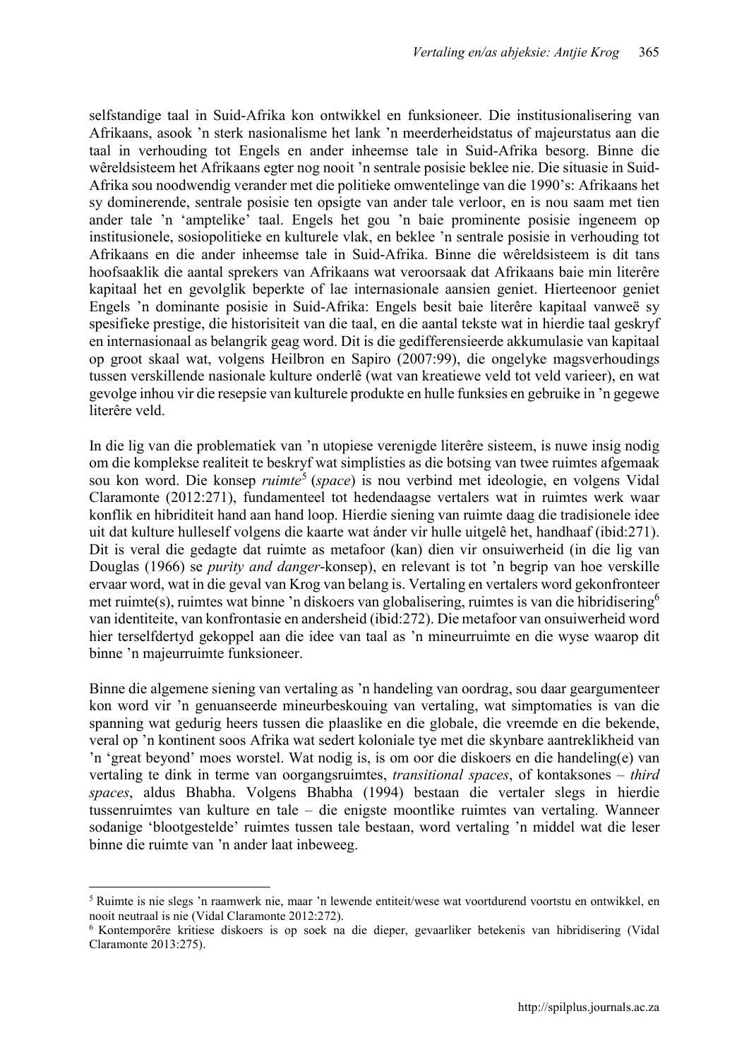selfstandige taal in Suid-Afrika kon ontwikkel en funksioneer. Die institusionalisering van Afrikaans, asook 'n sterk nasionalisme het lank 'n meerderheidstatus of majeurstatus aan die taal in verhouding tot Engels en ander inheemse tale in Suid-Afrika besorg. Binne die wêreldsisteem het Afrikaans egter nog nooit 'n sentrale posisie beklee nie. Die situasie in Suid-Afrika sou noodwendig verander met die politieke omwentelinge van die 1990's: Afrikaans het sy dominerende, sentrale posisie ten opsigte van ander tale verloor, en is nou saam met tien ander tale 'n 'amptelike' taal. Engels het gou 'n baie prominente posisie ingeneem op institusionele, sosiopolitieke en kulturele vlak, en beklee 'n sentrale posisie in verhouding tot Afrikaans en die ander inheemse tale in Suid-Afrika. Binne die wêreldsisteem is dit tans hoofsaaklik die aantal sprekers van Afrikaans wat veroorsaak dat Afrikaans baie min literêre kapitaal het en gevolglik beperkte of lae internasionale aansien geniet. Hierteenoor geniet Engels 'n dominante posisie in Suid-Afrika: Engels besit baie literêre kapitaal vanweë sy spesifieke prestige, die historisiteit van die taal, en die aantal tekste wat in hierdie taal geskryf en internasionaal as belangrik geag word. Dit is die gedifferensieerde akkumulasie van kapitaal op groot skaal wat, volgens Heilbron en Sapiro (2007:99), die ongelyke magsverhoudings tussen verskillende nasionale kulture onderlê (wat van kreatiewe veld tot veld varieer), en wat gevolge inhou vir die resepsie van kulturele produkte en hulle funksies en gebruike in 'n gegewe literêre veld.

In die lig van die problematiek van 'n utopiese verenigde literêre sisteem, is nuwe insig nodig om die komplekse realiteit te beskryf wat simplisties as die botsing van twee ruimtes afgemaak sou kon word. Die konsep *ruimte*[5] (*space*) is nou verbind met ideologie, en volgens Vidal Claramonte (2012:271), fundamenteel tot hedendaagse vertalers wat in ruimtes werk waar konflik en hibriditeit hand aan hand loop. Hierdie siening van ruimte daag die tradisionele idee uit dat kulture hulleself volgens die kaarte wat ánder vir hulle uitgelê het, handhaaf (ibid:271). Dit is veral die gedagte dat ruimte as metafoor (kan) dien vir onsuiwerheid (in die lig van Douglas (1966) se *purity and danger*-konsep), en relevant is tot 'n begrip van hoe verskille ervaar word, wat in die geval van Krog van belang is. Vertaling en vertalers word gekonfronteer met ruimte(s), ruimtes wat binne 'n diskoers van globalisering, ruimtes is van die hibridisering[6] van identiteite, van konfrontasie en andersheid (ibid:272). Die metafoor van onsuiwerheid word hier terselfdertyd gekoppel aan die idee van taal as 'n mineurruimte en die wyse waarop dit binne 'n majeurruimte funksioneer.

Binne die algemene siening van vertaling as 'n handeling van oordrag, sou daar geargumenteer kon word vir 'n genuanseerde mineurbeskouing van vertaling, wat simptomaties is van die spanning wat gedurig heers tussen die plaaslike en die globale, die vreemde en die bekende, veral op 'n kontinent soos Afrika wat sedert koloniale tye met die skynbare aantreklikheid van 'n 'great beyond' moes worstel. Wat nodig is, is om oor die diskoers en die handeling(e) van vertaling te dink in terme van oorgangsruimtes, *transitional spaces*, of kontaksones – *third spaces*, aldus Bhabha. Volgens Bhabha (1994) bestaan die vertaler slegs in hierdie tussenruimtes van kulture en tale – die enigste moontlike ruimtes van vertaling. Wanneer sodanige 'blootgestelde' ruimtes tussen tale bestaan, word vertaling 'n middel wat die leser binne die ruimte van 'n ander laat inbeweeg.

---

[5] Ruimte is nie slegs 'n raamwerk nie, maar 'n lewende entiteit/wese wat voortdurend voortstu en ontwikkel, en nooit neutraal is nie (Vidal Claramonte 2012:272).

[6] Kontemporêre kritiese diskoers is op soek na die dieper, gevaarliker betekenis van hibridisering (Vidal Claramonte 2013:275).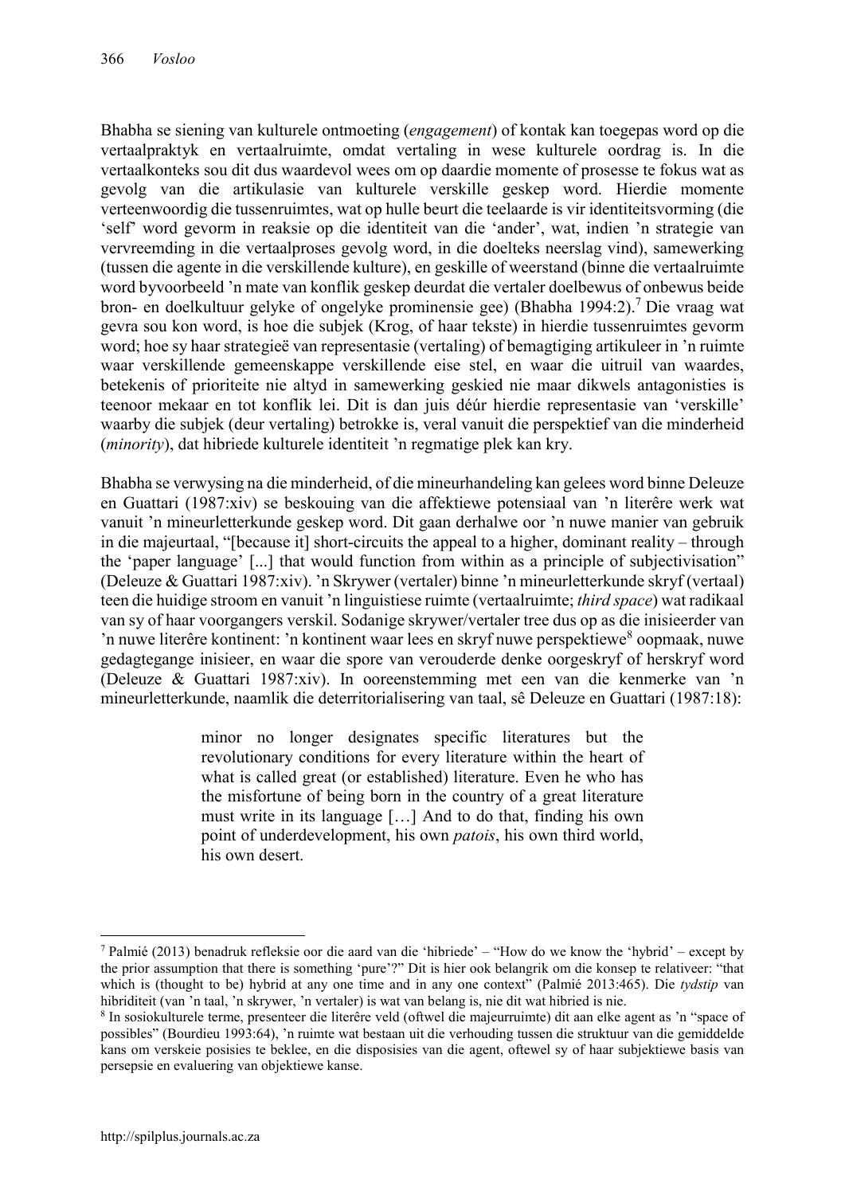Bhabha se siening van kulturele ontmoeting (*engagement*) of kontak kan toegepas word op die vertaalpraktyk en vertaalruimte, omdat vertaling in wese kulturele oordrag is. In die vertaalkonteks sou dit dus waardevol wees om op daardie momente of prosesse te fokus wat as gevolg van die artikulasie van kulturele verskille geskep word. Hierdie momente verteenwoordig die tussenruimtes, wat op hulle beurt die teelaarde is vir identiteitsvorming (die 'self' word gevorm in reaksie op die identiteit van die 'ander', wat, indien 'n strategie van vervreemding in die vertaalproses gevolg word, in die doelteks neerslag vind), samewerking (tussen die agente in die verskillende kulture), en geskille of weerstand (binne die vertaalruimte word byvoorbeeld 'n mate van konflik geskep deurdat die vertaler doelbewus of onbewus beide bron- en doelkultuur gelyke of ongelyke prominensie gee) (Bhabha 1994:2).[7] Die vraag wat gevra sou kon word, is hoe die subjek (Krog, of haar tekste) in hierdie tussenruimtes gevorm word; hoe sy haar strategieë van representasie (vertaling) of bemagtiging artikuleer in 'n ruimte waar verskillende gemeenskappe verskillende eise stel, en waar die uitruil van waardes, betekenis of prioriteite nie altyd in samewerking geskied nie maar dikwels antagonisties is teenoor mekaar en tot konflik lei. Dit is dan juis déúr hierdie representasie van 'verskille' waarby die subjek (deur vertaling) betrokke is, veral vanuit die perspektief van die minderheid (*minority*), dat hibriede kulturele identiteit 'n regmatige plek kan kry.

Bhabha se verwysing na die minderheid, of die mineurhandeling kan gelees word binne Deleuze en Guattari (1987:xiv) se beskouing van die affektiewe potensiaal van 'n literêre werk wat vanuit 'n mineurletterkunde geskep word. Dit gaan derhalwe oor 'n nuwe manier van gebruik in die majeurtaal, "[because it] short-circuits the appeal to a higher, dominant reality – through the 'paper language' [...] that would function from within as a principle of subjectivisation" (Deleuze & Guattari 1987:xiv). 'n Skrywer (vertaler) binne 'n mineurletterkunde skryf (vertaal) teen die huidige stroom en vanuit 'n linguistiese ruimte (vertaalruimte; *third space*) wat radikaal van sy of haar voorgangers verskil. Sodanige skrywer/vertaler tree dus op as die inisieerder van 'n nuwe literêre kontinent: 'n kontinent waar lees en skryf nuwe perspektiewe[8] oopmaak, nuwe gedagtegange inisieer, en waar die spore van verouderde denke oorgeskryf of herskryf word (Deleuze & Guattari 1987:xiv). In ooreenstemming met een van die kenmerke van 'n mineurletterkunde, naamlik die deterritorialisering van taal, sê Deleuze en Guattari (1987:18):

> minor no longer designates specific literatures but the revolutionary conditions for every literature within the heart of what is called great (or established) literature. Even he who has the misfortune of being born in the country of a great literature must write in its language […] And to do that, finding his own point of underdevelopment, his own *patois*, his own third world, his own desert.

---

[7] Palmié (2013) benadruk refleksie oor die aard van die 'hibriede' – "How do we know the 'hybrid' – except by the prior assumption that there is something 'pure'?" Dit is hier ook belangrik om die konsep te relativeer: "that which is (thought to be) hybrid at any one time and in any one context" (Palmié 2013:465). Die *tydstip* van hibriditeit (van 'n taal, 'n skrywer, 'n vertaler) is wat van belang is, nie dit wat hibried is nie.

[8] In sosiokulturele terme, presenteer die literêre veld (oftwel die majeurruimte) dit aan elke agent as 'n "space of possibles" (Bourdieu 1993:64), 'n ruimte wat bestaan uit die verhouding tussen die struktuur van die gemiddelde kans om verskeie posisies te beklee, en die disposisies van die agent, oftewel sy of haar subjektiewe basis van persepsie en evaluering van objektiewe kanse.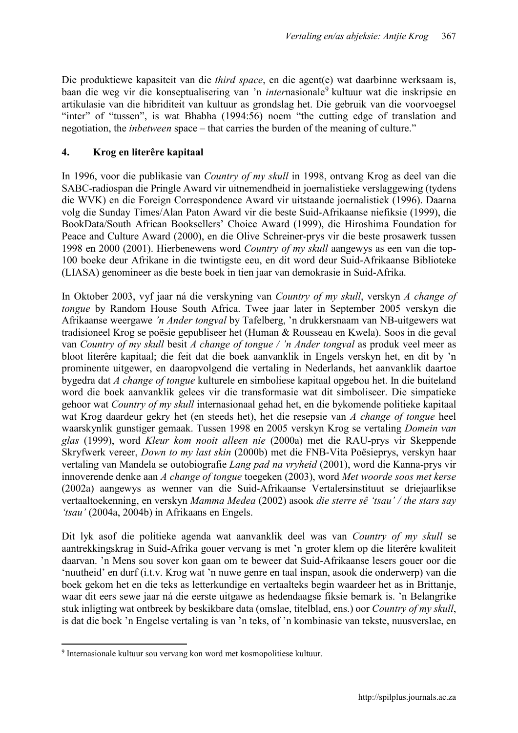Die produktiewe kapasiteit van die *third space*, en die agent(e) wat daarbinne werksaam is, baan die weg vir die konseptualisering van 'n *inter*nasionale[9] kultuur wat die inskripsie en artikulasie van die hibriditeit van kultuur as grondslag het. Die gebruik van die voorvoegsel "inter" of "tussen", is wat Bhabha (1994:56) noem "the cutting edge of translation and negotiation, the *inbetween* space – that carries the burden of the meaning of culture."

## 4. Krog en literêre kapitaal

In 1996, voor die publikasie van *Country of my skull* in 1998, ontvang Krog as deel van die SABC-radiospan die Pringle Award vir uitnemendheid in joernalistieke verslaggewing (tydens die WVK) en die Foreign Correspondence Award vir uitstaande joernalistiek (1996). Daarna volg die Sunday Times/Alan Paton Award vir die beste Suid-Afrikaanse niefiksie (1999), die BookData/South African Booksellers' Choice Award (1999), die Hiroshima Foundation for Peace and Culture Award (2000), en die Olive Schreiner-prys vir die beste prosawerk tussen 1998 en 2000 (2001). Hierbenewens word *Country of my skull* aangewys as een van die top-100 boeke deur Afrikane in die twintigste eeu, en dit word deur Suid-Afrikaanse Biblioteke (LIASA) genomineer as die beste boek in tien jaar van demokrasie in Suid-Afrika.

In Oktober 2003, vyf jaar ná die verskyning van *Country of my skull*, verskyn *A change of tongue* by Random House South Africa. Twee jaar later in September 2005 verskyn die Afrikaanse weergawe *'n Ander tongval* by Tafelberg, 'n drukkersnaam van NB-uitgewers wat tradisioneel Krog se poësie gepubliseer het (Human & Rousseau en Kwela). Soos in die geval van *Country of my skull* besit *A change of tongue / 'n Ander tongval* as produk veel meer as bloot literêre kapitaal; die feit dat die boek aanvanklik in Engels verskyn het, en dit by 'n prominente uitgewer, en daaropvolgend die vertaling in Nederlands, het aanvanklik daartoe bygedra dat *A change of tongue* kulturele en simboliese kapitaal opgebou het. In die buiteland word die boek aanvanklik gelees vir die transformasie wat dit simboliseer. Die simpatieke gehoor wat *Country of my skull* internasionaal gehad het, en die bykomende politieke kapitaal wat Krog daardeur gekry het (en steeds het), het die resepsie van *A change of tongue* heel waarskynlik gunstiger gemaak. Tussen 1998 en 2005 verskyn Krog se vertaling *Domein van glas* (1999), word *Kleur kom nooit alleen nie* (2000a) met die RAU-prys vir Skeppende Skryfwerk vereer, *Down to my last skin* (2000b) met die FNB-Vita Poësieprys, verskyn haar vertaling van Mandela se outobiografie *Lang pad na vryheid* (2001), word die Kanna-prys vir innoverende denke aan *A change of tongue* toegeken (2003), word *Met woorde soos met kerse* (2002a) aangewys as wenner van die Suid-Afrikaanse Vertalersinstituut se driejaarlikse vertaaltoekenning, en verskyn *Mamma Medea* (2002) asook *die sterre sê 'tsau' / the stars say 'tsau'* (2004a, 2004b) in Afrikaans en Engels.

Dit lyk asof die politieke agenda wat aanvanklik deel was van *Country of my skull* se aantrekkingskrag in Suid-Afrika gouer vervang is met 'n groter klem op die literêre kwaliteit daarvan. 'n Mens sou sover kon gaan om te beweer dat Suid-Afrikaanse lesers gouer oor die 'nuutheid' en durf (i.t.v. Krog wat 'n nuwe genre en taal inspan, asook die onderwerp) van die boek gekom het en die teks as letterkundige en vertaalteks begin waardeer het as in Brittanje, waar dit eers sewe jaar ná die eerste uitgawe as hedendaagse fiksie bemark is. 'n Belangrike stuk inligting wat ontbreek by beskikbare data (omslae, titelblad, ens.) oor *Country of my skull*, is dat die boek 'n Engelse vertaling is van 'n teks, of 'n kombinasie van tekste, nuusverslae, en

[9] Internasionale kultuur sou vervang kon word met kosmopolitiese kultuur.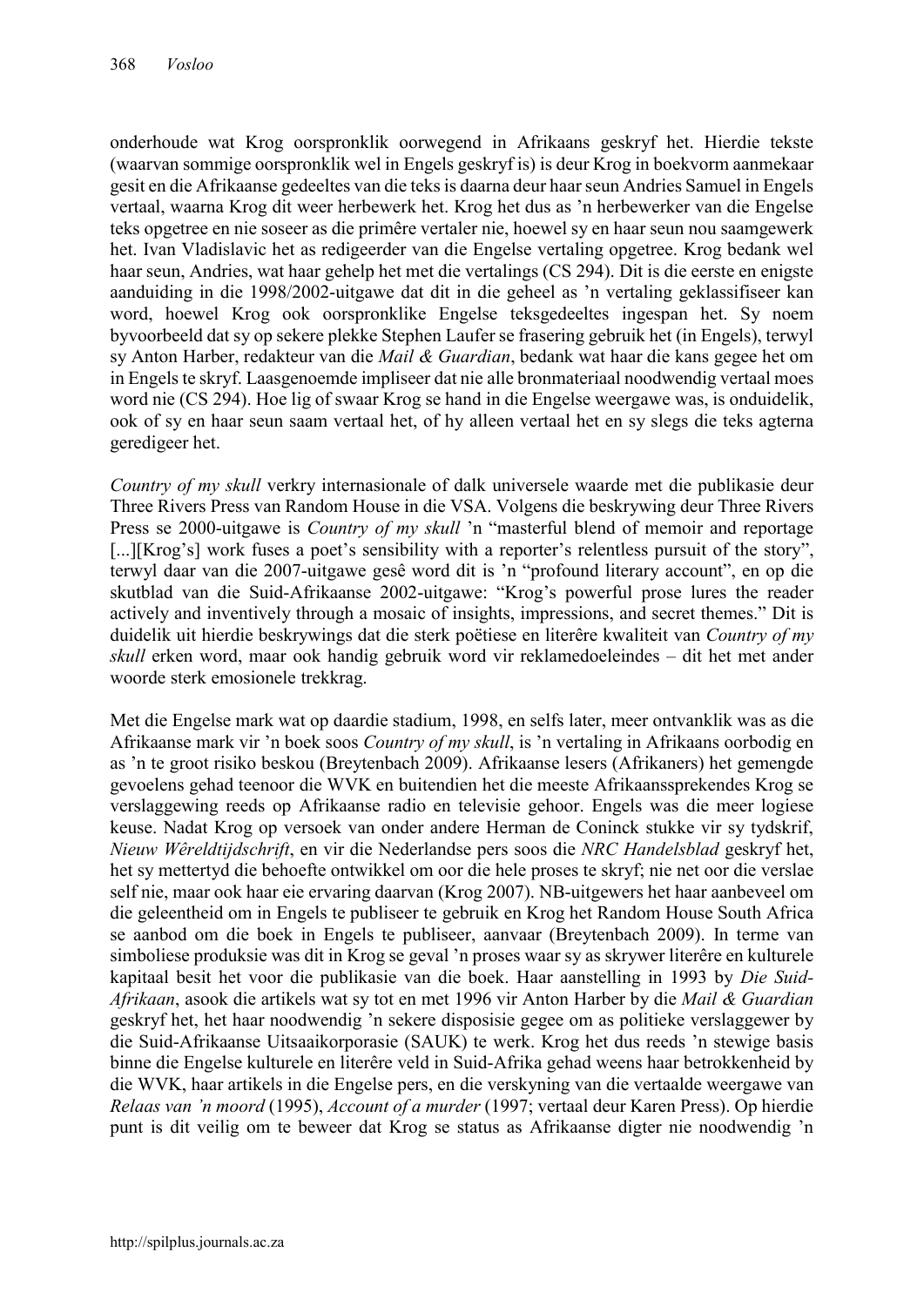onderhoude wat Krog oorspronklik oorwegend in Afrikaans geskryf het. Hierdie tekste (waarvan sommige oorspronklik wel in Engels geskryf is) is deur Krog in boekvorm aanmekaar gesit en die Afrikaanse gedeeltes van die teks is daarna deur haar seun Andries Samuel in Engels vertaal, waarna Krog dit weer herbewerk het. Krog het dus as 'n herbewerker van die Engelse teks opgetree en nie soseer as die primêre vertaler nie, hoewel sy en haar seun nou saamgewerk het. Ivan Vladislavic het as redigeerder van die Engelse vertaling opgetree. Krog bedank wel haar seun, Andries, wat haar gehelp het met die vertalings (CS 294). Dit is die eerste en enigste aanduiding in die 1998/2002-uitgawe dat dit in die geheel as 'n vertaling geklassifiseer kan word, hoewel Krog ook oorspronklike Engelse teksgedeeltes ingespan het. Sy noem byvoorbeeld dat sy op sekere plekke Stephen Laufer se frasering gebruik het (in Engels), terwyl sy Anton Harber, redakteur van die *Mail & Guardian*, bedank wat haar die kans gegee het om in Engels te skryf. Laasgenoemde impliseer dat nie alle bronmateriaal noodwendig vertaal moes word nie (CS 294). Hoe lig of swaar Krog se hand in die Engelse weergawe was, is onduidelik, ook of sy en haar seun saam vertaal het, of hy alleen vertaal het en sy slegs die teks agterna geredigeer het.

*Country of my skull* verkry internasionale of dalk universele waarde met die publikasie deur Three Rivers Press van Random House in die VSA. Volgens die beskrywing deur Three Rivers Press se 2000-uitgawe is *Country of my skull* 'n "masterful blend of memoir and reportage [...][Krog's] work fuses a poet's sensibility with a reporter's relentless pursuit of the story", terwyl daar van die 2007-uitgawe gesê word dit is 'n "profound literary account", en op die skutblad van die Suid-Afrikaanse 2002-uitgawe: "Krog's powerful prose lures the reader actively and inventively through a mosaic of insights, impressions, and secret themes." Dit is duidelik uit hierdie beskrywings dat die sterk poëtiese en literêre kwaliteit van *Country of my skull* erken word, maar ook handig gebruik word vir reklamedoeleindes – dit het met ander woorde sterk emosionele trekkrag.

Met die Engelse mark wat op daardie stadium, 1998, en selfs later, meer ontvanklik was as die Afrikaanse mark vir 'n boek soos *Country of my skull*, is 'n vertaling in Afrikaans oorbodig en as 'n te groot risiko beskou (Breytenbach 2009). Afrikaanse lesers (Afrikaners) het gemengde gevoelens gehad teenoor die WVK en buitendien het die meeste Afrikaanssprekendes Krog se verslaggewing reeds op Afrikaanse radio en televisie gehoor. Engels was die meer logiese keuse. Nadat Krog op versoek van onder andere Herman de Coninck stukke vir sy tydskrif, *Nieuw Wêreldtijdschrift*, en vir die Nederlandse pers soos die *NRC Handelsblad* geskryf het, het sy mettertyd die behoefte ontwikkel om oor die hele proses te skryf; nie net oor die verslae self nie, maar ook haar eie ervaring daarvan (Krog 2007). NB-uitgewers het haar aanbeveel om die geleentheid om in Engels te publiseer te gebruik en Krog het Random House South Africa se aanbod om die boek in Engels te publiseer, aanvaar (Breytenbach 2009). In terme van simboliese produksie was dit in Krog se geval 'n proses waar sy as skrywer literêre en kulturele kapitaal besit het voor die publikasie van die boek. Haar aanstelling in 1993 by *Die Suid-Afrikaan*, asook die artikels wat sy tot en met 1996 vir Anton Harber by die *Mail & Guardian* geskryf het, het haar noodwendig 'n sekere disposisie gegee om as politieke verslaggewer by die Suid-Afrikaanse Uitsaaikorporasie (SAUK) te werk. Krog het dus reeds 'n stewige basis binne die Engelse kulturele en literêre veld in Suid-Afrika gehad weens haar betrokkenheid by die WVK, haar artikels in die Engelse pers, en die verskyning van die vertaalde weergawe van *Relaas van 'n moord* (1995), *Account of a murder* (1997; vertaal deur Karen Press). Op hierdie punt is dit veilig om te beweer dat Krog se status as Afrikaanse digter nie noodwendig 'n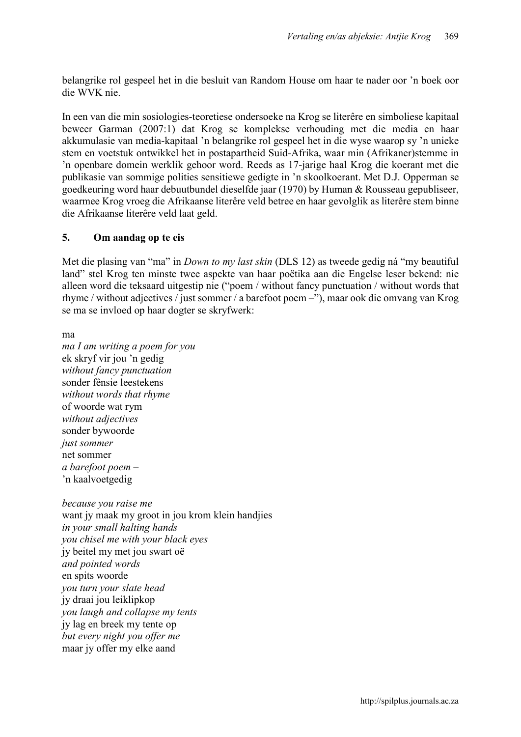belangrike rol gespeel het in die besluit van Random House om haar te nader oor 'n boek oor die WVK nie.

In een van die min sosiologies-teoretiese ondersoeke na Krog se literêre en simboliese kapitaal beweer Garman (2007:1) dat Krog se komplekse verhouding met die media en haar akkumulasie van media-kapitaal 'n belangrike rol gespeel het in die wyse waarop sy 'n unieke stem en voetstuk ontwikkel het in postapartheid Suid-Afrika, waar min (Afrikaner)stemme in 'n openbare domein werklik gehoor word. Reeds as 17-jarige haal Krog die koerant met die publikasie van sommige polities sensitiewe gedigte in 'n skoolkoerant. Met D.J. Opperman se goedkeuring word haar debuutbundel dieselfde jaar (1970) by Human & Rousseau gepubliseer, waarmee Krog vroeg die Afrikaanse literêre veld betree en haar gevolglik as literêre stem binne die Afrikaanse literêre veld laat geld.

## 5. Om aandag op te eis

Met die plasing van "ma" in *Down to my last skin* (DLS 12) as tweede gedig ná "my beautiful land" stel Krog ten minste twee aspekte van haar poëtika aan die Engelse leser bekend: nie alleen word die teksaard uitgestip nie ("poem / without fancy punctuation / without words that rhyme / without adjectives / just sommer / a barefoot poem –"), maar ook die omvang van Krog se ma se invloed op haar dogter se skryfwerk:

ma  
*ma I am writing a poem for you*  
ek skryf vir jou 'n gedig  
*without fancy punctuation*  
sonder fênsie leestekens  
*without words that rhyme*  
of woorde wat rym  
*without adjectives*  
sonder bywoorde  
*just sommer*  
net sommer  
*a barefoot poem –*  
'n kaalvoetgedig

*because you raise me*  
want jy maak my groot in jou krom klein handjies  
*in your small halting hands*  
*you chisel me with your black eyes*  
jy beitel my met jou swart oë  
*and pointed words*  
en spits woorde  
*you turn your slate head*  
jy draai jou leiklipkop  
*you laugh and collapse my tents*  
jy lag en breek my tente op  
*but every night you offer me*  
maar jy offer my elke aand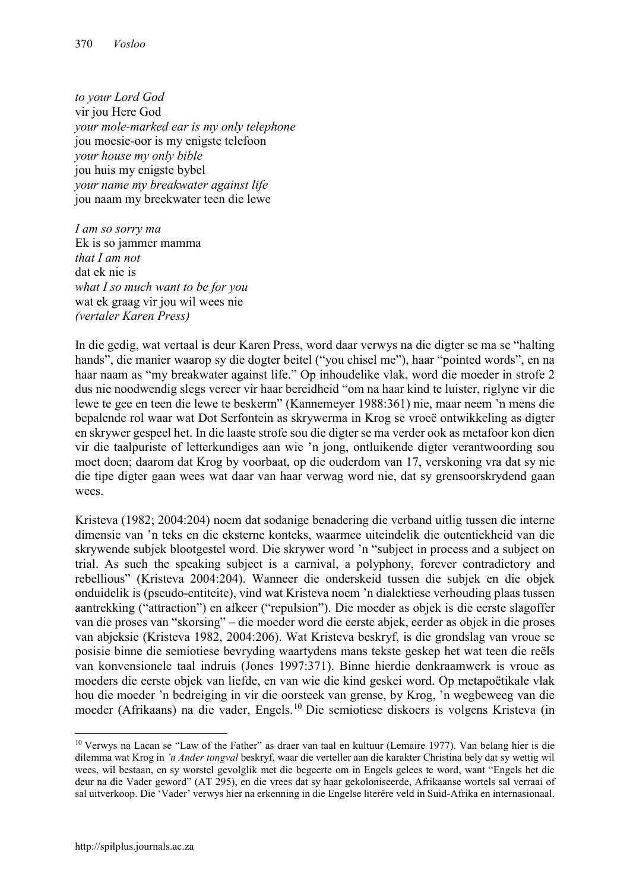*to your Lord God*  
vir jou Here God  
*your mole-marked ear is my only telephone*  
jou moesie-oor is my enigste telefoon  
*your house my only bible*  
jou huis my enigste bybel  
*your name my breakwater against life*  
jou naam my breekwater teen die lewe

*I am so sorry ma*  
Ek is so jammer mamma  
*that I am not*  
dat ek nie is  
*what I so much want to be for you*  
wat ek graag vir jou wil wees nie  
*(vertaler Karen Press)*

In die gedig, wat vertaal is deur Karen Press, word daar verwys na die digter se ma se "halting hands", die manier waarop sy die dogter beitel ("you chisel me"), haar "pointed words", en na haar naam as "my breakwater against life." Op inhoudelike vlak, word die moeder in strofe 2 dus nie noodwendig slegs vereer vir haar bereidheid "om na haar kind te luister, riglyne vir die lewe te gee en teen die lewe te beskerm" (Kannemeyer 1988:361) nie, maar neem 'n mens die bepalende rol waar wat Dot Serfontein as skrywerma in Krog se vroeë ontwikkeling as digter en skrywer gespeel het. In die laaste strofe sou die digter se ma verder ook as metafoor kon dien vir die taalpuriste of letterkundiges aan wie 'n jong, ontluikende digter verantwoording sou moet doen; daarom dat Krog by voorbaat, op die ouderdom van 17, verskoning vra dat sy nie die tipe digter gaan wees wat daar van haar verwag word nie, dat sy grensoorskrydend gaan wees.

Kristeva (1982; 2004:204) noem dat sodanige benadering die verband uitlig tussen die interne dimensie van 'n teks en die eksterne konteks, waarmee uiteindelik die outentiekheid van die skrywende subjek blootgestel word. Die skrywer word 'n "subject in process and a subject on trial. As such the speaking subject is a carnival, a polyphony, forever contradictory and rebellious" (Kristeva 2004:204). Wanneer die onderskeid tussen die subjek en die objek onduidelik is (pseudo-entiteite), vind wat Kristeva noem 'n dialektiese verhouding plaas tussen aantrekking ("attraction") en afkeer ("repulsion"). Die moeder as objek is die eerste slagoffer van die proses van "skorsing" – die moeder word die eerste abjek, eerder as objek in die proses van abjeksie (Kristeva 1982, 2004:206). Wat Kristeva beskryf, is die grondslag van vroue se posisie binne die semiotiese bevryding waartydens mans tekste geskep het wat teen die reëls van konvensionele taal indruis (Jones 1997:371). Binne hierdie denkraamwerk is vroue as moeders die eerste objek van liefde, en van wie die kind geskei word. Op metapoëtikale vlak hou die moeder 'n bedreiging in vir die oorsteek van grense, by Krog, 'n wegbeweeg van die moeder (Afrikaans) na die vader, Engels.[10] Die semiotiese diskoers is volgens Kristeva (in

---

[10] Verwys na Lacan se "Law of the Father" as draer van taal en kultuur (Lemaire 1977). Van belang hier is die dilemma wat Krog in *'n Ander tongval* beskryf, waar die verteller aan die karakter Christina bely dat sy wettig wil wees, wil bestaan, en sy worstel gevolglik met die begeerte om in Engels gelees te word, want "Engels het die deur na die Vader geword" (AT 295), en die vrees dat sy haar gekoloniseerde, Afrikaanse wortels sal verraai of sal uitverkoop. Die 'Vader' verwys hier na erkenning in die Engelse literêre veld in Suid-Afrika en internasionaal.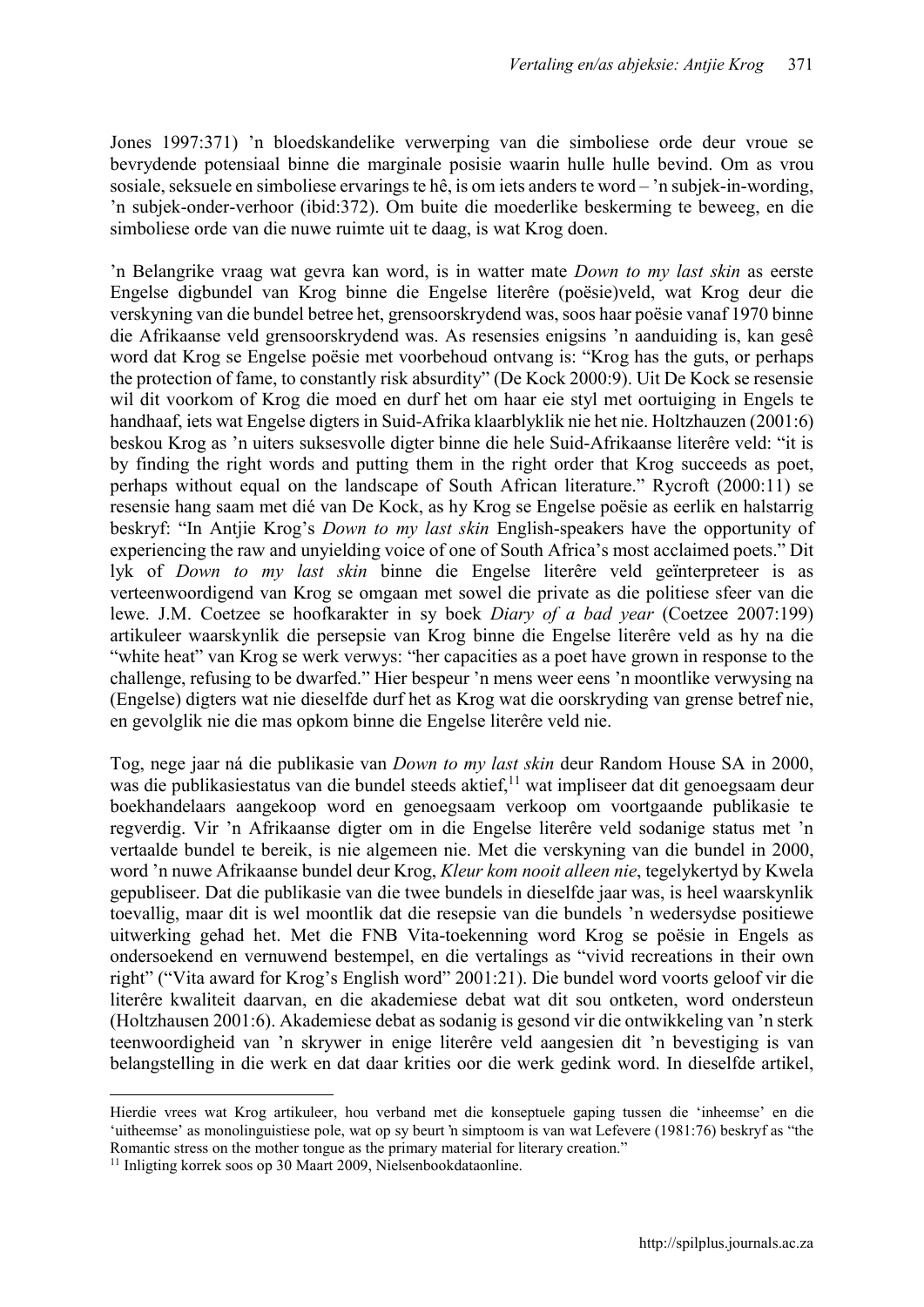Jones 1997:371) 'n bloedskandelike verwerping van die simboliese orde deur vroue se bevrydende potensiaal binne die marginale posisie waarin hulle hulle bevind. Om as vrou sosiale, seksuele en simboliese ervarings te hê, is om iets anders te word – 'n subjek-in-wording, 'n subjek-onder-verhoor (ibid:372). Om buite die moederlike beskerming te beweeg, en die simboliese orde van die nuwe ruimte uit te daag, is wat Krog doen.

'n Belangrike vraag wat gevra kan word, is in watter mate *Down to my last skin* as eerste Engelse digbundel van Krog binne die Engelse literêre (poësie)veld, wat Krog deur die verskyning van die bundel betree het, grensoorskrydend was, soos haar poësie vanaf 1970 binne die Afrikaanse veld grensoorskrydend was. As resensies enigsins 'n aanduiding is, kan gesê word dat Krog se Engelse poësie met voorbehoud ontvang is: "Krog has the guts, or perhaps the protection of fame, to constantly risk absurdity" (De Kock 2000:9). Uit De Kock se resensie wil dit voorkom of Krog die moed en durf het om haar eie styl met oortuiging in Engels te handhaaf, iets wat Engelse digters in Suid-Afrika klaarblyklik nie het nie. Holtzhauzen (2001:6) beskou Krog as 'n uiters suksesvolle digter binne die hele Suid-Afrikaanse literêre veld: "it is by finding the right words and putting them in the right order that Krog succeeds as poet, perhaps without equal on the landscape of South African literature." Rycroft (2000:11) se resensie hang saam met dié van De Kock, as hy Krog se Engelse poësie as eerlik en halstarrig beskryf: "In Antjie Krog's *Down to my last skin* English-speakers have the opportunity of experiencing the raw and unyielding voice of one of South Africa's most acclaimed poets." Dit lyk of *Down to my last skin* binne die Engelse literêre veld geïnterpreteer is as verteenwoordigend van Krog se omgaan met sowel die private as die politiese sfeer van die lewe. J.M. Coetzee se hoofkarakter in sy boek *Diary of a bad year* (Coetzee 2007:199) artikuleer waarskynlik die persepsie van Krog binne die Engelse literêre veld as hy na die "white heat" van Krog se werk verwys: "her capacities as a poet have grown in response to the challenge, refusing to be dwarfed." Hier bespeur 'n mens weer eens 'n moontlike verwysing na (Engelse) digters wat nie dieselfde durf het as Krog wat die oorskryding van grense betref nie, en gevolglik nie die mas opkom binne die Engelse literêre veld nie.

Tog, nege jaar ná die publikasie van *Down to my last skin* deur Random House SA in 2000, was die publikasiestatus van die bundel steeds aktief,[11] wat impliseer dat dit genoegsaam deur boekhandelaars aangekoop word en genoegsaam verkoop om voortgaande publikasie te regverdig. Vir 'n Afrikaanse digter om in die Engelse literêre veld sodanige status met 'n vertaalde bundel te bereik, is nie algemeen nie. Met die verskyning van die bundel in 2000, word 'n nuwe Afrikaanse bundel deur Krog, *Kleur kom nooit alleen nie*, tegelykertyd by Kwela gepubliseer. Dat die publikasie van die twee bundels in dieselfde jaar was, is heel waarskynlik toevallig, maar dit is wel moontlik dat die resepsie van die bundels 'n wedersydse positiewe uitwerking gehad het. Met die FNB Vita-toekenning word Krog se poësie in Engels as ondersoekend en vernuwend bestempel, en die vertalings as "vivid recreations in their own right" ("Vita award for Krog's English word" 2001:21). Die bundel word voorts geloof vir die literêre kwaliteit daarvan, en die akademiese debat wat dit sou ontketen, word ondersteun (Holtzhausen 2001:6). Akademiese debat as sodanig is gesond vir die ontwikkeling van 'n sterk teenwoordigheid van 'n skrywer in enige literêre veld aangesien dit 'n bevestiging is van belangstelling in die werk en dat daar krities oor die werk gedink word. In dieselfde artikel,

---

Hierdie vrees wat Krog artikuleer, hou verband met die konseptuele gaping tussen die 'inheemse' en die 'uitheemse' as monolinguistiese pole, wat op sy beurt 'n simptoom is van wat Lefevere (1981:76) beskryf as "the Romantic stress on the mother tongue as the primary material for literary creation."

[11] Inligting korrek soos op 30 Maart 2009, Nielsenbookdataonline.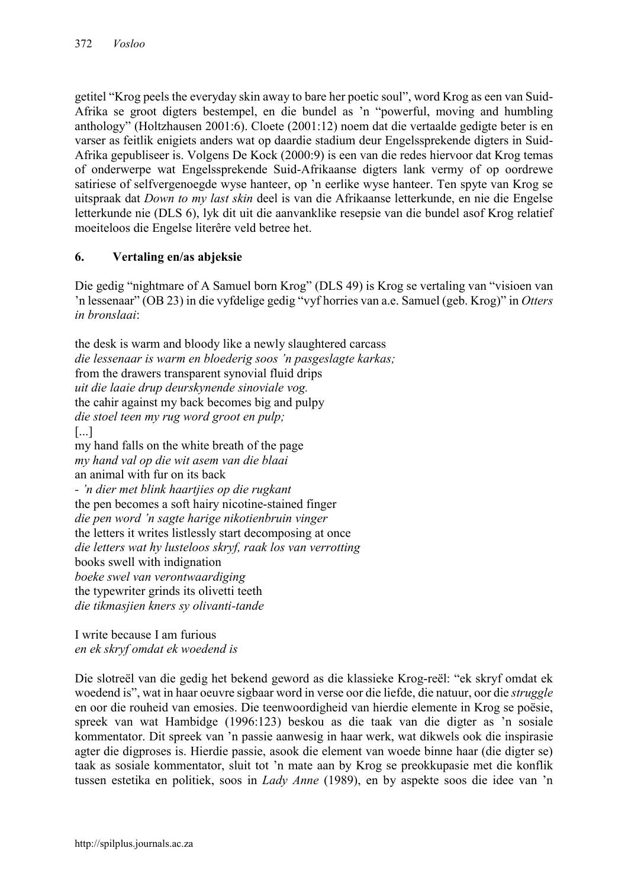getitel "Krog peels the everyday skin away to bare her poetic soul", word Krog as een van Suid-Afrika se groot digters bestempel, en die bundel as 'n "powerful, moving and humbling anthology" (Holtzhausen 2001:6). Cloete (2001:12) noem dat die vertaalde gedigte beter is en varser as feitlik enigiets anders wat op daardie stadium deur Engelssprekende digters in Suid-Afrika gepubliseer is. Volgens De Kock (2000:9) is een van die redes hiervoor dat Krog temas of onderwerpe wat Engelssprekende Suid-Afrikaanse digters lank vermy of op oordrewe satiriese of selfvergenoegde wyse hanteer, op 'n eerlike wyse hanteer. Ten spyte van Krog se uitspraak dat *Down to my last skin* deel is van die Afrikaanse letterkunde, en nie die Engelse letterkunde nie (DLS 6), lyk dit uit die aanvanklike resepsie van die bundel asof Krog relatief moeiteloos die Engelse literêre veld betree het.

## 6. Vertaling en/as abjeksie

Die gedig "nightmare of A Samuel born Krog" (DLS 49) is Krog se vertaling van "visioen van 'n lessenaar" (OB 23) in die vyfdelige gedig "vyf horries van a.e. Samuel (geb. Krog)" in *Otters in bronslaai*:

the desk is warm and bloody like a newly slaughtered carcass  
*die lessenaar is warm en bloederig soos 'n pasgeslagte karkas;*  
from the drawers transparent synovial fluid drips  
*uit die laaie drup deurskynende sinoviale vog.*  
the cahir against my back becomes big and pulpy  
*die stoel teen my rug word groot en pulp;*  
[...]  
my hand falls on the white breath of the page  
*my hand val op die wit asem van die blaai*  
an animal with fur on its back  
*- 'n dier met blink haartjies op die rugkant*  
the pen becomes a soft hairy nicotine-stained finger  
*die pen word 'n sagte harige nikotienbruin vinger*  
the letters it writes listlessly start decomposing at once  
*die letters wat hy lusteloos skryf, raak los van verrotting*  
books swell with indignation  
*boeke swel van verontwaardiging*  
the typewriter grinds its olivetti teeth  
*die tikmasjien kners sy olivanti-tande*

I write because I am furious  
*en ek skryf omdat ek woedend is*

Die slotreël van die gedig het bekend geword as die klassieke Krog-reël: "ek skryf omdat ek woedend is", wat in haar oeuvre sigbaar word in verse oor die liefde, die natuur, oor die *struggle* en oor die rouheid van emosies. Die teenwoordigheid van hierdie elemente in Krog se poësie, spreek van wat Hambidge (1996:123) beskou as die taak van die digter as 'n sosiale kommentator. Dit spreek van 'n passie aanwesig in haar werk, wat dikwels ook die inspirasie agter die digproses is. Hierdie passie, asook die element van woede binne haar (die digter se) taak as sosiale kommentator, sluit tot 'n mate aan by Krog se preokkupasie met die konflik tussen estetika en politiek, soos in *Lady Anne* (1989), en by aspekte soos die idee van 'n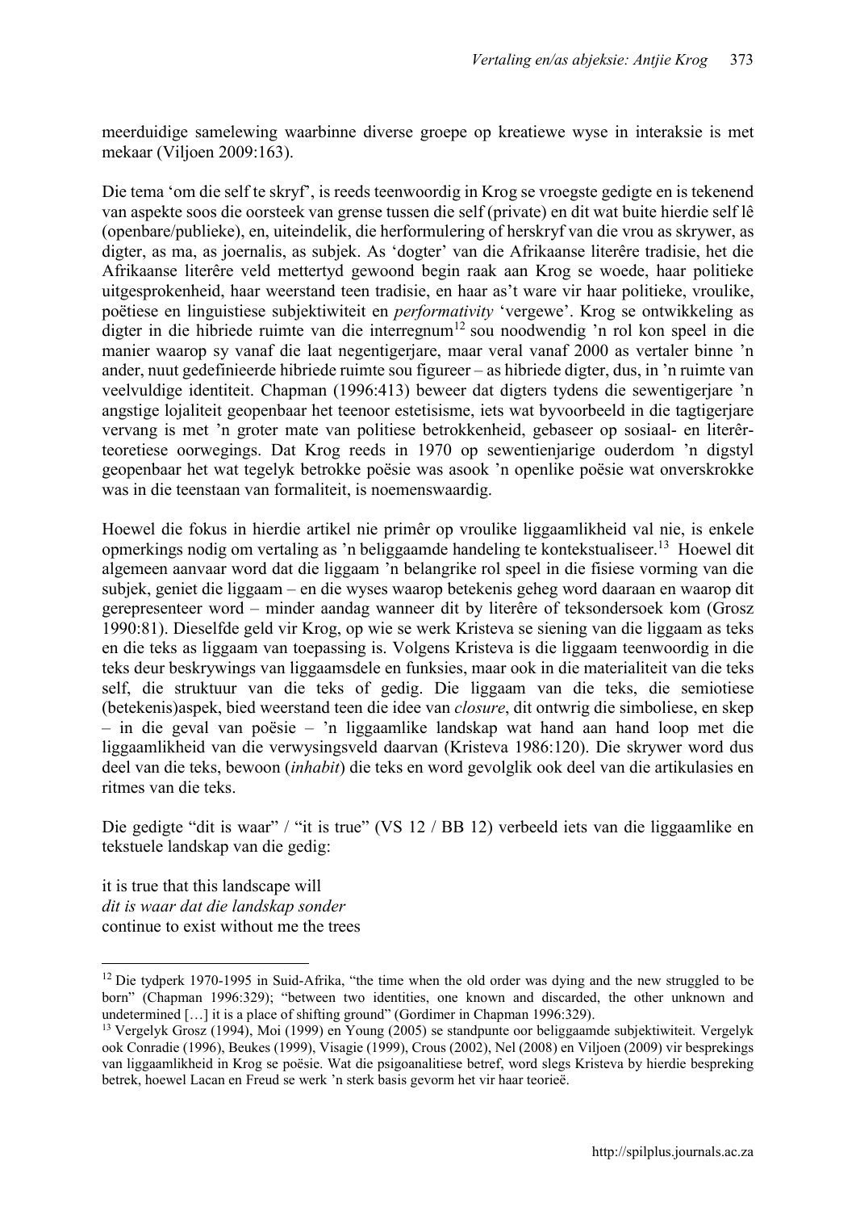meerduidige samelewing waarbinne diverse groepe op kreatiewe wyse in interaksie is met mekaar (Viljoen 2009:163).

Die tema 'om die self te skryf', is reeds teenwoordig in Krog se vroegste gedigte en is tekenend van aspekte soos die oorsteek van grense tussen die self (private) en dit wat buite hierdie self lê (openbare/publieke), en, uiteindelik, die herformulering of herskryf van die vrou as skrywer, as digter, as ma, as joernalis, as subjek. As 'dogter' van die Afrikaanse literêre tradisie, het die Afrikaanse literêre veld mettertyd gewoond begin raak aan Krog se woede, haar politieke uitgesprokenheid, haar weerstand teen tradisie, en haar as't ware vir haar politieke, vroulike, poëtiese en linguistiese subjektiwiteit en *performativity* 'vergewe'. Krog se ontwikkeling as digter in die hibriede ruimte van die interregnum[12] sou noodwendig 'n rol kon speel in die manier waarop sy vanaf die laat negentigerjare, maar veral vanaf 2000 as vertaler binne 'n ander, nuut gedefinieerde hibriede ruimte sou figureer – as hibriede digter, dus, in 'n ruimte van veelvuldige identiteit. Chapman (1996:413) beweer dat digters tydens die sewentigerjare 'n angstige lojaliteit geopenbaar het teenoor estetisisme, iets wat byvoorbeeld in die tagtigerjare vervang is met 'n groter mate van politiese betrokkenheid, gebaseer op sosiaal- en literêr-teoretiese oorwegings. Dat Krog reeds in 1970 op sewentienjarige ouderdom 'n digstyl geopenbaar het wat tegelyk betrokke poësie was asook 'n openlike poësie wat onverskrokke was in die teenstaan van formaliteit, is noemenswaardig.

Hoewel die fokus in hierdie artikel nie primêr op vroulike liggaamlikheid val nie, is enkele opmerkings nodig om vertaling as 'n beliggaamde handeling te kontekstualiseer.[13] Hoewel dit algemeen aanvaar word dat die liggaam 'n belangrike rol speel in die fisiese vorming van die subjek, geniet die liggaam – en die wyses waarop betekenis geheg word daaraan en waarop dit gerepresenteer word – minder aandag wanneer dit by literêre of teksondersoek kom (Grosz 1990:81). Dieselfde geld vir Krog, op wie se werk Kristeva se siening van die liggaam as teks en die teks as liggaam van toepassing is. Volgens Kristeva is die liggaam teenwoordig in die teks deur beskrywings van liggaamsdele en funksies, maar ook in die materialiteit van die teks self, die struktuur van die teks of gedig. Die liggaam van die teks, die semiotiese (betekenis)aspek, bied weerstand teen die idee van *closure*, dit ontwrig die simboliese, en skep – in die geval van poësie – 'n liggaamlike landskap wat hand aan hand loop met die liggaamlikheid van die verwysingsveld daarvan (Kristeva 1986:120). Die skrywer word dus deel van die teks, bewoon (*inhabit*) die teks en word gevolglik ook deel van die artikulasies en ritmes van die teks.

Die gedigte "dit is waar" / "it is true" (VS 12 / BB 12) verbeeld iets van die liggaamlike en tekstuele landskap van die gedig:

it is true that this landscape will  
*dit is waar dat die landskap sonder*  
continue to exist without me the trees

---

[12] Die tydperk 1970-1995 in Suid-Afrika, "the time when the old order was dying and the new struggled to be born" (Chapman 1996:329); "between two identities, one known and discarded, the other unknown and undetermined […] it is a place of shifting ground" (Gordimer in Chapman 1996:329).

[13] Vergelyk Grosz (1994), Moi (1999) en Young (2005) se standpunte oor beliggaamde subjektiwiteit. Vergelyk ook Conradie (1996), Beukes (1999), Visagie (1999), Crous (2002), Nel (2008) en Viljoen (2009) vir besprekings van liggaamlikheid in Krog se poësie. Wat die psigoanalitiese betref, word slegs Kristeva by hierdie bespreking betrek, hoewel Lacan en Freud se werk 'n sterk basis gevorm het vir haar teorieë.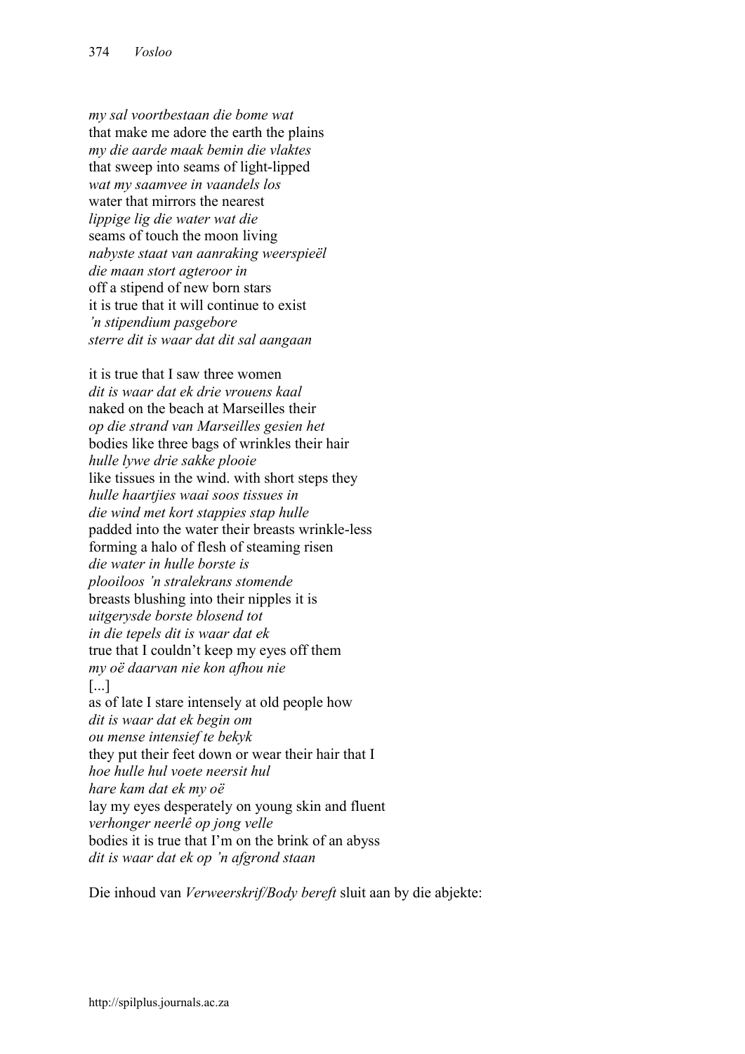*my sal voortbestaan die bome wat*  
that make me adore the earth the plains  
*my die aarde maak bemin die vlaktes*  
that sweep into seams of light-lipped  
*wat my saamvee in vaandels los*  
water that mirrors the nearest  
*lippige lig die water wat die*  
seams of touch the moon living  
*nabyste staat van aanraking weerspieël*  
*die maan stort agteroor in*  
off a stipend of new born stars  
it is true that it will continue to exist  
*'n stipendium pasgebore*  
*sterre dit is waar dat dit sal aangaan*

it is true that I saw three women  
*dit is waar dat ek drie vrouens kaal*  
naked on the beach at Marseilles their  
*op die strand van Marseilles gesien het*  
bodies like three bags of wrinkles their hair  
*hulle lywe drie sakke plooie*  
like tissues in the wind. with short steps they  
*hulle haartjies waai soos tissues in*  
*die wind met kort stappies stap hulle*  
padded into the water their breasts wrinkle-less  
forming a halo of flesh of steaming risen  
*die water in hulle borste is*  
*plooiloos 'n stralekrans stomende*  
breasts blushing into their nipples it is  
*uitgerysde borste blosend tot*  
*in die tepels dit is waar dat ek*  
true that I couldn't keep my eyes off them  
*my oë daarvan nie kon afhou nie*  
[...]  
as of late I stare intensely at old people how  
*dit is waar dat ek begin om*  
*ou mense intensief te bekyk*  
they put their feet down or wear their hair that I  
*hoe hulle hul voete neersit hul*  
*hare kam dat ek my oë*  
lay my eyes desperately on young skin and fluent  
*verhonger neerlê op jong velle*  
bodies it is true that I'm on the brink of an abyss  
*dit is waar dat ek op 'n afgrond staan*

Die inhoud van *Verweerskrif/Body bereft* sluit aan by die abjekte: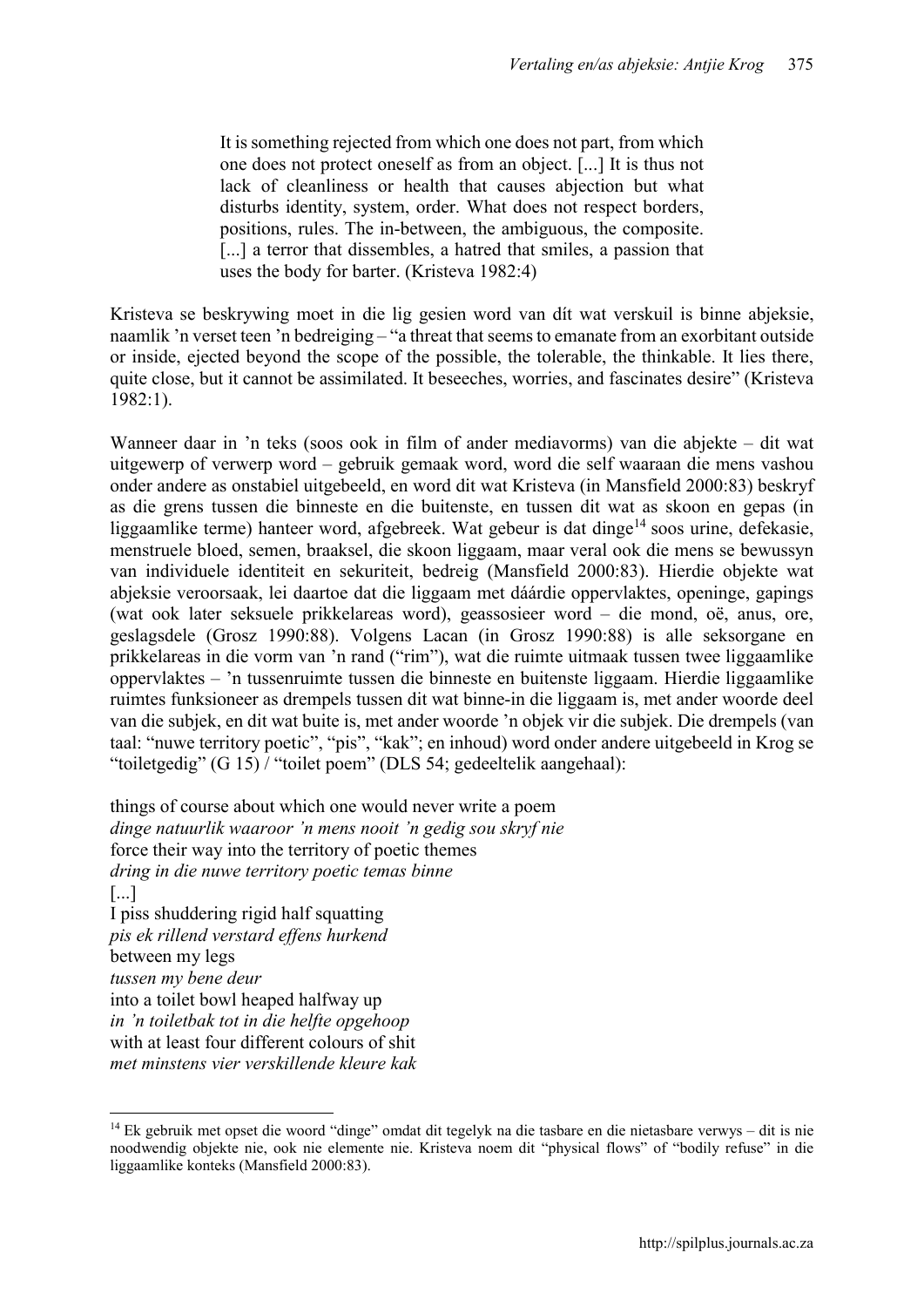> It is something rejected from which one does not part, from which one does not protect oneself as from an object. [...] It is thus not lack of cleanliness or health that causes abjection but what disturbs identity, system, order. What does not respect borders, positions, rules. The in-between, the ambiguous, the composite. [...] a terror that dissembles, a hatred that smiles, a passion that uses the body for barter. (Kristeva 1982:4)

Kristeva se beskrywing moet in die lig gesien word van dít wat verskuil is binne abjeksie, naamlik 'n verset teen 'n bedreiging – "a threat that seems to emanate from an exorbitant outside or inside, ejected beyond the scope of the possible, the tolerable, the thinkable. It lies there, quite close, but it cannot be assimilated. It beseeches, worries, and fascinates desire" (Kristeva 1982:1).

Wanneer daar in 'n teks (soos ook in film of ander mediavorms) van die abjekte – dit wat uitgewerp of verwerp word – gebruik gemaak word, word die self waaraan die mens vashou onder andere as onstabiel uitgebeeld, en word dit wat Kristeva (in Mansfield 2000:83) beskryf as die grens tussen die binneste en die buitenste, en tussen dit wat as skoon en gepas (in liggaamlike terme) hanteer word, afgebreek. Wat gebeur is dat dinge[14] soos urine, defekasie, menstruele bloed, semen, braaksel, die skoon liggaam, maar veral ook die mens se bewussyn van individuele identiteit en sekuriteit, bedreig (Mansfield 2000:83). Hierdie objekte wat abjeksie veroorsaak, lei daartoe dat die liggaam met dáárdie oppervlaktes, openinge, gapings (wat ook later seksuele prikkelareas word), geassosieer word – die mond, oë, anus, ore, geslagsdele (Grosz 1990:88). Volgens Lacan (in Grosz 1990:88) is alle seksorgane en prikkelareas in die vorm van 'n rand ("rim"), wat die ruimte uitmaak tussen twee liggaamlike oppervlaktes – 'n tussenruimte tussen die binneste en buitenste liggaam. Hierdie liggaamlike ruimtes funksioneer as drempels tussen dit wat binne-in die liggaam is, met ander woorde deel van die subjek, en dit wat buite is, met ander woorde 'n objek vir die subjek. Die drempels (van taal: "nuwe territory poetic", "pis", "kak"; en inhoud) word onder andere uitgebeeld in Krog se "toiletgedig" (G 15) / "toilet poem" (DLS 54; gedeeltelik aangehaal):

things of course about which one would never write a poem  
*dinge natuurlik waaroor 'n mens nooit 'n gedig sou skryf nie*  
force their way into the territory of poetic themes  
*dring in die nuwe territory poetic temas binne*  
[...]  
I piss shuddering rigid half squatting  
*pis ek rillend verstard effens hurkend*  
between my legs  
*tussen my bene deur*  
into a toilet bowl heaped halfway up  
*in 'n toiletbak tot in die helfte opgehoop*  
with at least four different colours of shit  
*met minstens vier verskillende kleure kak*

[14] Ek gebruik met opset die woord "dinge" omdat dit tegelyk na die tasbare en die nietasbare verwys – dit is nie noodwendig objekte nie, ook nie elemente nie. Kristeva noem dit "physical flows" of "bodily refuse" in die liggaamlike konteks (Mansfield 2000:83).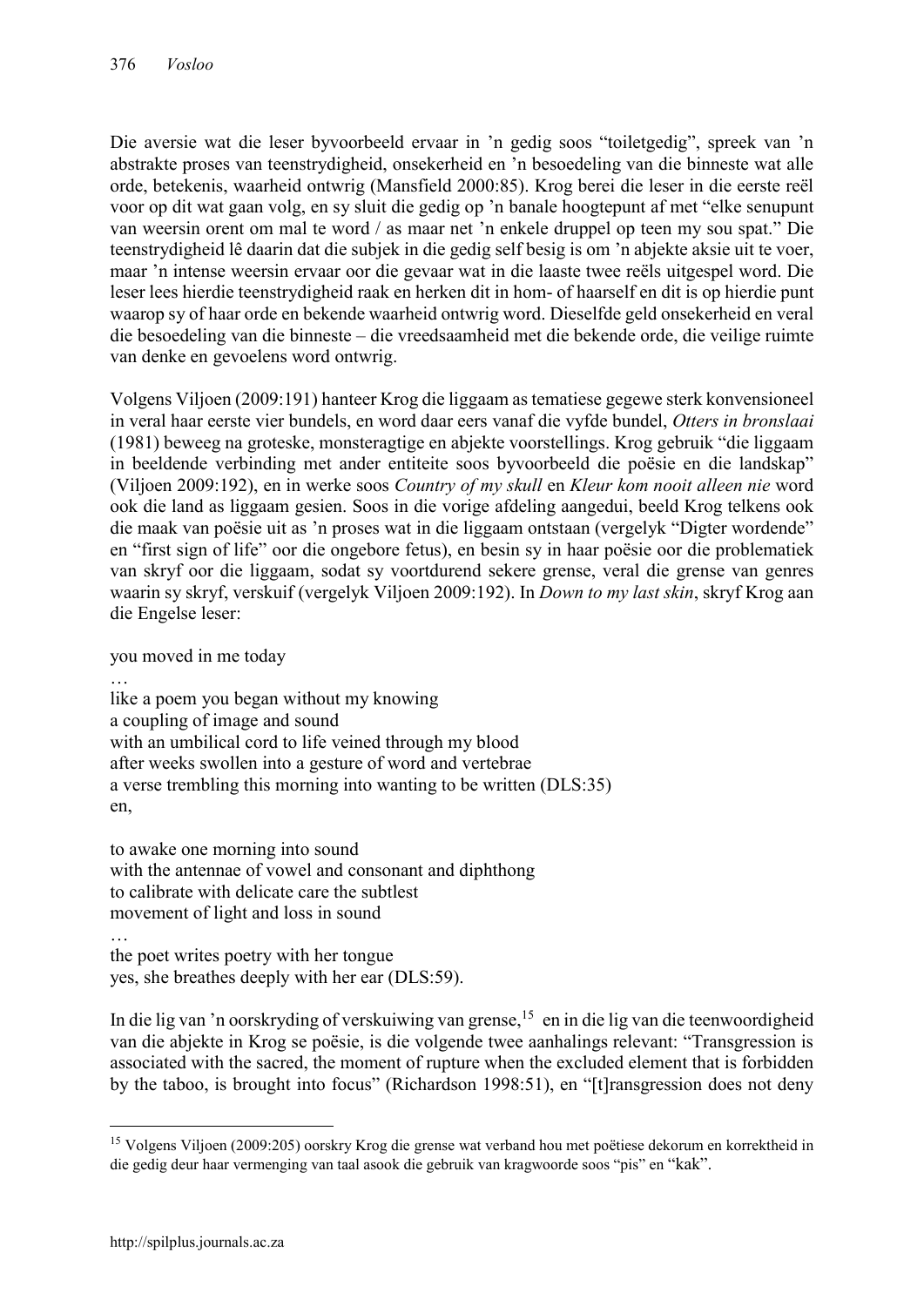Die aversie wat die leser byvoorbeeld ervaar in 'n gedig soos "toiletgedig", spreek van 'n abstrakte proses van teenstrydigheid, onsekerheid en 'n besoedeling van die binneste wat alle orde, betekenis, waarheid ontwrig (Mansfield 2000:85). Krog berei die leser in die eerste reël voor op dit wat gaan volg, en sy sluit die gedig op 'n banale hoogtepunt af met "elke senupunt van weersin orent om mal te word / as maar net 'n enkele druppel op teen my sou spat." Die teenstrydigheid lê daarin dat die subjek in die gedig self besig is om 'n abjekte aksie uit te voer, maar 'n intense weersin ervaar oor die gevaar wat in die laaste twee reëls uitgespel word. Die leser lees hierdie teenstrydigheid raak en herken dit in hom- of haarself en dit is op hierdie punt waarop sy of haar orde en bekende waarheid ontwrig word. Dieselfde geld onsekerheid en veral die besoedeling van die binneste – die vreedsaamheid met die bekende orde, die veilige ruimte van denke en gevoelens word ontwrig.

Volgens Viljoen (2009:191) hanteer Krog die liggaam as tematiese gegewe sterk konvensioneel in veral haar eerste vier bundels, en word daar eers vanaf die vyfde bundel, *Otters in bronslaai* (1981) beweeg na groteske, monsteragtige en abjekte voorstellings. Krog gebruik "die liggaam in beeldende verbinding met ander entiteite soos byvoorbeeld die poësie en die landskap" (Viljoen 2009:192), en in werke soos *Country of my skull* en *Kleur kom nooit alleen nie* word ook die land as liggaam gesien. Soos in die vorige afdeling aangedui, beeld Krog telkens ook die maak van poësie uit as 'n proses wat in die liggaam ontstaan (vergelyk "Digter wordende" en "first sign of life" oor die ongebore fetus), en besin sy in haar poësie oor die problematiek van skryf oor die liggaam, sodat sy voortdurend sekere grense, veral die grense van genres waarin sy skryf, verskuif (vergelyk Viljoen 2009:192). In *Down to my last skin*, skryf Krog aan die Engelse leser:

you moved in me today  
…  
like a poem you began without my knowing  
a coupling of image and sound  
with an umbilical cord to life veined through my blood  
after weeks swollen into a gesture of word and vertebrae  
a verse trembling this morning into wanting to be written (DLS:35)  
en,

to awake one morning into sound  
with the antennae of vowel and consonant and diphthong  
to calibrate with delicate care the subtlest  
movement of light and loss in sound  
…  
the poet writes poetry with her tongue  
yes, she breathes deeply with her ear (DLS:59).

In die lig van 'n oorskryding of verskuiwing van grense,[15] en in die lig van die teenwoordigheid van die abjekte in Krog se poësie, is die volgende twee aanhalings relevant: "Transgression is associated with the sacred, the moment of rupture when the excluded element that is forbidden by the taboo, is brought into focus" (Richardson 1998:51), en "[t]ransgression does not deny

[15] Volgens Viljoen (2009:205) oorskry Krog die grense wat verband hou met poëtiese dekorum en korrektheid in die gedig deur haar vermenging van taal asook die gebruik van kragwoorde soos "pis" en "kak".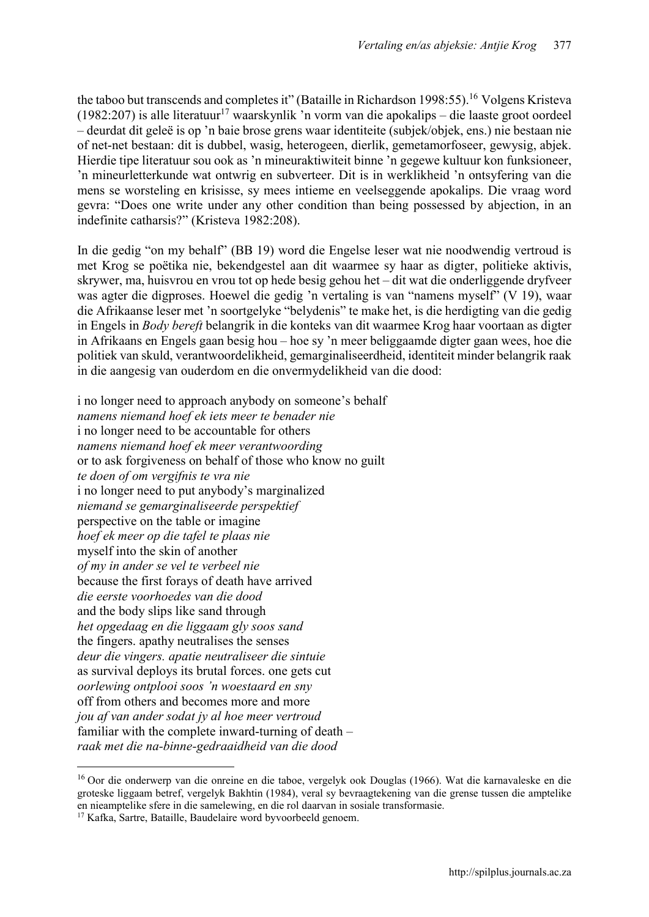the taboo but transcends and completes it" (Bataille in Richardson 1998:55).[16] Volgens Kristeva (1982:207) is alle literatuur[17] waarskynlik 'n vorm van die apokalips – die laaste groot oordeel – deurdat dit geleë is op 'n baie brose grens waar identiteite (subjek/objek, ens.) nie bestaan nie of net-net bestaan: dit is dubbel, wasig, heterogeen, dierlik, gemetamorfoseer, gewysig, abjek. Hierdie tipe literatuur sou ook as 'n mineuraktiwiteit binne 'n gegewe kultuur kon funksioneer, 'n mineurletterkunde wat ontwrig en subverteer. Dit is in werklikheid 'n ontsyfering van die mens se worsteling en krisisse, sy mees intieme en veelseggende apokalips. Die vraag word gevra: "Does one write under any other condition than being possessed by abjection, in an indefinite catharsis?" (Kristeva 1982:208).

In die gedig "on my behalf" (BB 19) word die Engelse leser wat nie noodwendig vertroud is met Krog se poëtika nie, bekendgestel aan dit waarmee sy haar as digter, politieke aktivis, skrywer, ma, huisvrou en vrou tot op hede besig gehou het – dit wat die onderliggende dryfveer was agter die digproses. Hoewel die gedig 'n vertaling is van "namens myself" (V 19), waar die Afrikaanse leser met 'n soortgelyke "belydenis" te make het, is die herdigting van die gedig in Engels in *Body bereft* belangrik in die konteks van dit waarmee Krog haar voortaan as digter in Afrikaans en Engels gaan besig hou – hoe sy 'n meer beliggaamde digter gaan wees, hoe die politiek van skuld, verantwoordelikheid, gemarginaliseerdheid, identiteit minder belangrik raak in die aangesig van ouderdom en die onvermydelikheid van die dood:

i no longer need to approach anybody on someone's behalf
*namens niemand hoef ek iets meer te benader nie*
i no longer need to be accountable for others
*namens niemand hoef ek meer verantwoording*
or to ask forgiveness on behalf of those who know no guilt
*te doen of om vergifnis te vra nie*
i no longer need to put anybody's marginalized
*niemand se gemarginaliseerde perspektief*
perspective on the table or imagine
*hoef ek meer op die tafel te plaas nie*
myself into the skin of another
*of my in ander se vel te verbeel nie*
because the first forays of death have arrived
*die eerste voorhoedes van die dood*
and the body slips like sand through
*het opgedaag en die liggaam gly soos sand*
the fingers. apathy neutralises the senses
*deur die vingers. apatie neutraliseer die sintuie*
as survival deploys its brutal forces. one gets cut
*oorlewing ontplooi soos 'n woestaard en sny*
off from others and becomes more and more
*jou af van ander sodat jy al hoe meer vertroud*
familiar with the complete inward-turning of death –
*raak met die na-binne-gedraaidheid van die dood*

[16] Oor die onderwerp van die onreine en die taboe, vergelyk ook Douglas (1966). Wat die karnavaleske en die groteske liggaam betref, vergelyk Bakhtin (1984), veral sy bevraagtekening van die grense tussen die amptelike en nieamptelike sfere in die samelewing, en die rol daarvan in sosiale transformasie.

[17] Kafka, Sartre, Bataille, Baudelaire word byvoorbeeld genoem.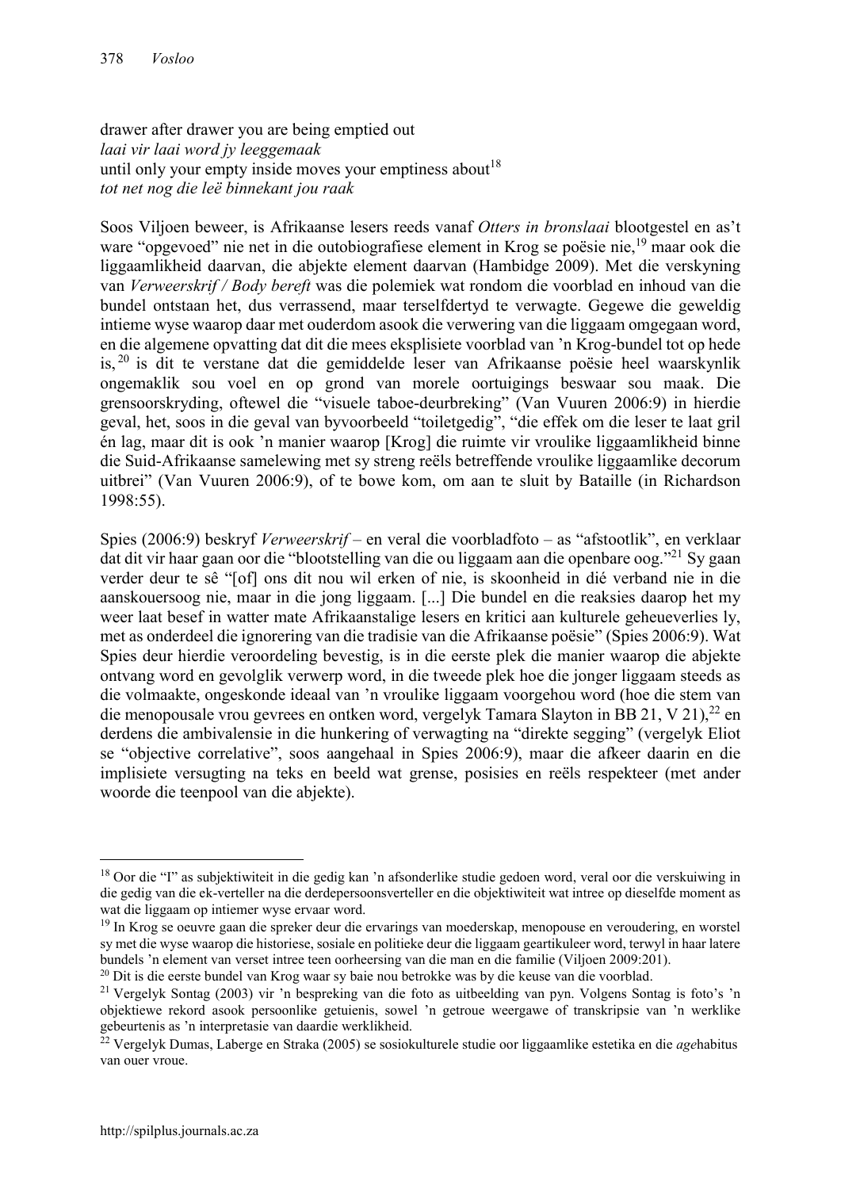drawer after drawer you are being emptied out
*laai vir laai word jy leeggemaak*
until only your empty inside moves your emptiness about[18]
*tot net nog die leë binnekant jou raak*

Soos Viljoen beweer, is Afrikaanse lesers reeds vanaf *Otters in bronslaai* blootgestel en as't ware "opgevoed" nie net in die outobiografiese element in Krog se poësie nie,[19] maar ook die liggaamlikheid daarvan, die abjekte element daarvan (Hambidge 2009). Met die verskyning van *Verweerskrif / Body bereft* was die polemiek wat rondom die voorblad en inhoud van die bundel ontstaan het, dus verrassend, maar terselfdertyd te verwagte. Gegewe die geweldig intieme wyse waarop daar met ouderdom asook die verwering van die liggaam omgegaan word, en die algemene opvatting dat dit die mees eksplisiete voorblad van 'n Krog-bundel tot op hede is,[20] is dit te verstane dat die gemiddelde leser van Afrikaanse poësie heel waarskynlik ongemaklik sou voel en op grond van morele oortuigings beswaar sou maak. Die grensoorskryding, oftewel die "visuele taboe-deurbreking" (Van Vuuren 2006:9) in hierdie geval, het, soos in die geval van byvoorbeeld "toiletgedig", "die effek om die leser te laat gril én lag, maar dit is ook 'n manier waarop [Krog] die ruimte vir vroulike liggaamlikheid binne die Suid-Afrikaanse samelewing met sy streng reëls betreffende vroulike liggaamlike decorum uitbrei" (Van Vuuren 2006:9), of te bowe kom, om aan te sluit by Bataille (in Richardson 1998:55).

Spies (2006:9) beskryf *Verweerskrif* – en veral die voorbladfoto – as "afstootlik", en verklaar dat dit vir haar gaan oor die "blootstelling van die ou liggaam aan die openbare oog."[21] Sy gaan verder deur te sê "[of] ons dit nou wil erken of nie, is skoonheid in dié verband nie in die aanskouersoog nie, maar in die jong liggaam. [...] Die bundel en die reaksies daarop het my weer laat besef in watter mate Afrikaanstalige lesers en kritici aan kulturele geheueverlies ly, met as onderdeel die ignorering van die tradisie van die Afrikaanse poësie" (Spies 2006:9). Wat Spies deur hierdie veroordeling bevestig, is in die eerste plek die manier waarop die abjekte ontvang word en gevolglik verwerp word, in die tweede plek hoe die jonger liggaam steeds as die volmaakte, ongeskonde ideaal van 'n vroulike liggaam voorgehou word (hoe die stem van die menopousale vrou gevrees en ontken word, vergelyk Tamara Slayton in BB 21, V 21),[22] en derdens die ambivalensie in die hunkering of verwagting na "direkte segging" (vergelyk Eliot se "objective correlative", soos aangehaal in Spies 2006:9), maar die afkeer daarin en die implisiete versugting na teks en beeld wat grense, posisies en reëls respekteer (met ander woorde die teenpool van die abjekte).

---

[18] Oor die "I" as subjektiwiteit in die gedig kan 'n afsonderlike studie gedoen word, veral oor die verskuiwing in die gedig van die ek-verteller na die derdepersoonsverteller en die objektiwiteit wat intree op dieselfde moment as wat die liggaam op intiemer wyse ervaar word.

[19] In Krog se oeuvre gaan die spreker deur die ervarings van moederskap, menopouse en veroudering, en worstel sy met die wyse waarop die historiese, sosiale en politieke deur die liggaam geartikuleer word, terwyl in haar latere bundels 'n element van verset intree teen oorheersing van die man en die familie (Viljoen 2009:201).

[20] Dit is die eerste bundel van Krog waar sy baie nou betrokke was by die keuse van die voorblad.

[21] Vergelyk Sontag (2003) vir 'n bespreking van die foto as uitbeelding van pyn. Volgens Sontag is foto's 'n objektiewe rekord asook persoonlike getuienis, sowel 'n getroue weergawe of transkripsie van 'n werklike gebeurtenis as 'n interpretasie van daardie werklikheid.

[22] Vergelyk Dumas, Laberge en Straka (2005) se sosiokulturele studie oor liggaamlike estetika en die *age*habitus van ouer vroue.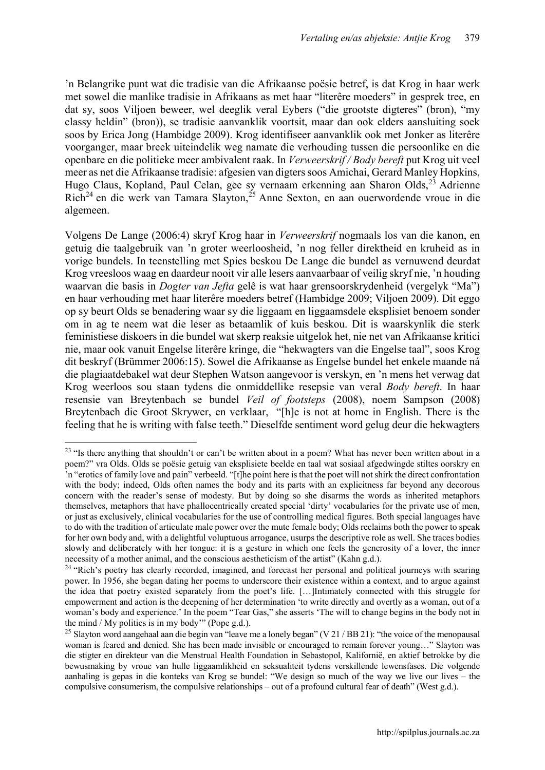'n Belangrike punt wat die tradisie van die Afrikaanse poësie betref, is dat Krog in haar werk met sowel die manlike tradisie in Afrikaans as met haar "literêre moeders" in gesprek tree, en dat sy, soos Viljoen beweer, wel deeglik veral Eybers ("die grootste digteres" (bron), "my classy heldin" (bron)), se tradisie aanvanklik voortsit, maar dan ook elders aansluiting soek soos by Erica Jong (Hambidge 2009). Krog identifiseer aanvanklik ook met Jonker as literêre voorganger, maar breek uiteindelik weg namate die verhouding tussen die persoonlike en die openbare en die politieke meer ambivalent raak. In *Verweerskrif / Body bereft* put Krog uit veel meer as net die Afrikaanse tradisie: afgesien van digters soos Amichai, Gerard Manley Hopkins, Hugo Claus, Kopland, Paul Celan, gee sy vernaam erkenning aan Sharon Olds,[23] Adrienne Rich[24] en die werk van Tamara Slayton,[25] Anne Sexton, en aan ouerwordende vroue in die algemeen.

Volgens De Lange (2006:4) skryf Krog haar in *Verweerskrif* nogmaals los van die kanon, en getuig die taalgebruik van 'n groter weerloosheid, 'n nog feller direktheid en kruheid as in vorige bundels. In teenstelling met Spies beskou De Lange die bundel as vernuwend deurdat Krog vreesloos waag en daardeur nooit vir alle lesers aanvaarbaar of veilig skryf nie, 'n houding waarvan die basis in *Dogter van Jefta* gelê is wat haar grensoorskrydenheid (vergelyk "Ma") en haar verhouding met haar literêre moeders betref (Hambidge 2009; Viljoen 2009). Dit eggo op sy beurt Olds se benadering waar sy die liggaam en liggaamsdele eksplisiet benoem sonder om in ag te neem wat die leser as betaamlik of kuis beskou. Dit is waarskynlik die sterk feministiese diskoers in die bundel wat skerp reaksie uitgelok het, nie net van Afrikaanse kritici nie, maar ook vanuit Engelse literêre kringe, die "hekwagters van die Engelse taal", soos Krog dit beskryf (Brümmer 2006:15). Sowel die Afrikaanse as Engelse bundel het enkele maande ná die plagiaatdebakel wat deur Stephen Watson aangevoor is verskyn, en 'n mens het verwag dat Krog weerloos sou staan tydens die onmiddellike resepsie van veral *Body bereft*. In haar resensie van Breytenbach se bundel *Veil of footsteps* (2008), noem Sampson (2008) Breytenbach die Groot Skrywer, en verklaar, "[h]e is not at home in English. There is the feeling that he is writing with false teeth." Dieselfde sentiment word gelug deur die hekwagters

---

[23] "Is there anything that shouldn't or can't be written about in a poem? What has never been written about in a poem?" vra Olds. Olds se poësie getuig van eksplisiete beelde en taal wat sosiaal afgedwingde stiltes oorskry en 'n "erotics of family love and pain" verbeeld. "[t]he point here is that the poet will not shirk the direct confrontation with the body; indeed, Olds often names the body and its parts with an explicitness far beyond any decorous concern with the reader's sense of modesty. But by doing so she disarms the words as inherited metaphors themselves, metaphors that have phallocentrically created special 'dirty' vocabularies for the private use of men, or just as exclusively, clinical vocabularies for the use of controlling medical figures. Both special languages have to do with the tradition of articulate male power over the mute female body; Olds reclaims both the power to speak for her own body and, with a delightful voluptuous arrogance, usurps the descriptive role as well. She traces bodies slowly and deliberately with her tongue: it is a gesture in which one feels the generosity of a lover, the inner necessity of a mother animal, and the conscious aestheticism of the artist" (Kahn g.d.).

[24] "Rich's poetry has clearly recorded, imagined, and forecast her personal and political journeys with searing power. In 1956, she began dating her poems to underscore their existence within a context, and to argue against the idea that poetry existed separately from the poet's life. […]Intimately connected with this struggle for empowerment and action is the deepening of her determination 'to write directly and overtly as a woman, out of a woman's body and experience.' In the poem "Tear Gas," she asserts 'The will to change begins in the body not in the mind / My politics is in my body'" (Pope g.d.).

[25] Slayton word aangehaal aan die begin van "leave me a lonely began" (V 21 / BB 21): "the voice of the menopausal woman is feared and denied. She has been made invisible or encouraged to remain forever young…" Slayton was die stigter en direkteur van die Menstrual Health Foundation in Sebastopol, Kalifornië, en aktief betrokke by die bewusmaking by vroue van hulle liggaamlikheid en seksualiteit tydens verskillende lewensfases. Die volgende aanhaling is gepas in die konteks van Krog se bundel: "We design so much of the way we live our lives – the compulsive consumerism, the compulsive relationships – out of a profound cultural fear of death" (West g.d.).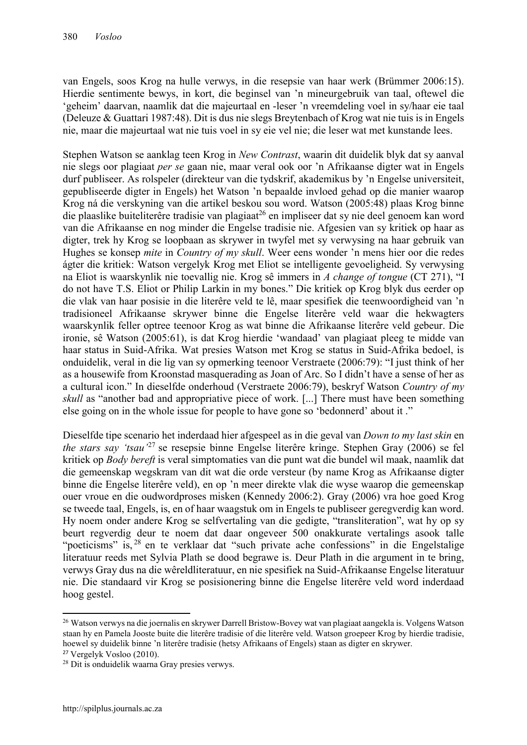van Engels, soos Krog na hulle verwys, in die resepsie van haar werk (Brümmer 2006:15). Hierdie sentimente bewys, in kort, die beginsel van 'n mineurgebruik van taal, oftewel die 'geheim' daarvan, naamlik dat die majeurtaal en -leser 'n vreemdeling voel in sy/haar eie taal (Deleuze & Guattari 1987:48). Dit is dus nie slegs Breytenbach of Krog wat nie tuis is in Engels nie, maar die majeurtaal wat nie tuis voel in sy eie vel nie; die leser wat met kunstande lees.

Stephen Watson se aanklag teen Krog in *New Contrast*, waarin dit duidelik blyk dat sy aanval nie slegs oor plagiaat *per se* gaan nie, maar veral ook oor 'n Afrikaanse digter wat in Engels durf publiseer. As rolspeler (direkteur van die tydskrif, akademikus by 'n Engelse universiteit, gepubliseerde digter in Engels) het Watson 'n bepaalde invloed gehad op die manier waarop Krog ná die verskyning van die artikel beskou sou word. Watson (2005:48) plaas Krog binne die plaaslike buiteliterêre tradisie van plagiaat[26] en impliseer dat sy nie deel genoem kan word van die Afrikaanse en nog minder die Engelse tradisie nie. Afgesien van sy kritiek op haar as digter, trek hy Krog se loopbaan as skrywer in twyfel met sy verwysing na haar gebruik van Hughes se konsep *mite* in *Country of my skull*. Weer eens wonder 'n mens hier oor die redes ágter die kritiek: Watson vergelyk Krog met Eliot se intelligente gevoeligheid. Sy verwysing na Eliot is waarskynlik nie toevallig nie. Krog sê immers in *A change of tongue* (CT 271), "I do not have T.S. Eliot or Philip Larkin in my bones." Die kritiek op Krog blyk dus eerder op die vlak van haar posisie in die literêre veld te lê, maar spesifiek die teenwoordigheid van 'n tradisioneel Afrikaanse skrywer binne die Engelse literêre veld waar die hekwagters waarskynlik feller optree teenoor Krog as wat binne die Afrikaanse literêre veld gebeur. Die ironie, sê Watson (2005:61), is dat Krog hierdie 'wandaad' van plagiaat pleeg te midde van haar status in Suid-Afrika. Wat presies Watson met Krog se status in Suid-Afrika bedoel, is onduidelik, veral in die lig van sy opmerking teenoor Verstraete (2006:79): "I just think of her as a housewife from Kroonstad masquerading as Joan of Arc. So I didn't have a sense of her as a cultural icon." In dieselfde onderhoud (Verstraete 2006:79), beskryf Watson *Country of my skull* as "another bad and appropriative piece of work. [...] There must have been something else going on in the whole issue for people to have gone so 'bedonnerd' about it ."

Dieselfde tipe scenario het inderdaad hier afgespeel as in die geval van *Down to my last skin* en *the stars say 'tsau'*[27] se resepsie binne Engelse literêre kringe. Stephen Gray (2006) se fel kritiek op *Body bereft* is veral simptomaties van die punt wat die bundel wil maak, naamlik dat die gemeenskap wegskram van dit wat die orde versteur (by name Krog as Afrikaanse digter binne die Engelse literêre veld), en op 'n meer direkte vlak die wyse waarop die gemeenskap ouer vroue en die oudwordproses misken (Kennedy 2006:2). Gray (2006) vra hoe goed Krog se tweede taal, Engels, is, en of haar waagstuk om in Engels te publiseer geregverdig kan word. Hy noem onder andere Krog se selfvertaling van die gedigte, "transliteration", wat hy op sy beurt regverdig deur te noem dat daar ongeveer 500 onakkurate vertalings asook talle "poeticisms" is,[28] en te verklaar dat "such private ache confessions" in die Engelstalige literatuur reeds met Sylvia Plath se dood begrawe is. Deur Plath in die argument in te bring, verwys Gray dus na die wêreldliteratuur, en nie spesifiek na Suid-Afrikaanse Engelse literatuur nie. Die standaard vir Krog se posisionering binne die Engelse literêre veld word inderdaad hoog gestel.

---

[26] Watson verwys na die joernalis en skrywer Darrell Bristow-Bovey wat van plagiaat aangekla is. Volgens Watson staan hy en Pamela Jooste buite die literêre tradisie of die literêre veld. Watson groepeer Krog by hierdie tradisie, hoewel sy duidelik binne 'n literêre tradisie (hetsy Afrikaans of Engels) staan as digter en skrywer.

[27] Vergelyk Vosloo (2010).

[28] Dit is onduidelik waarna Gray presies verwys.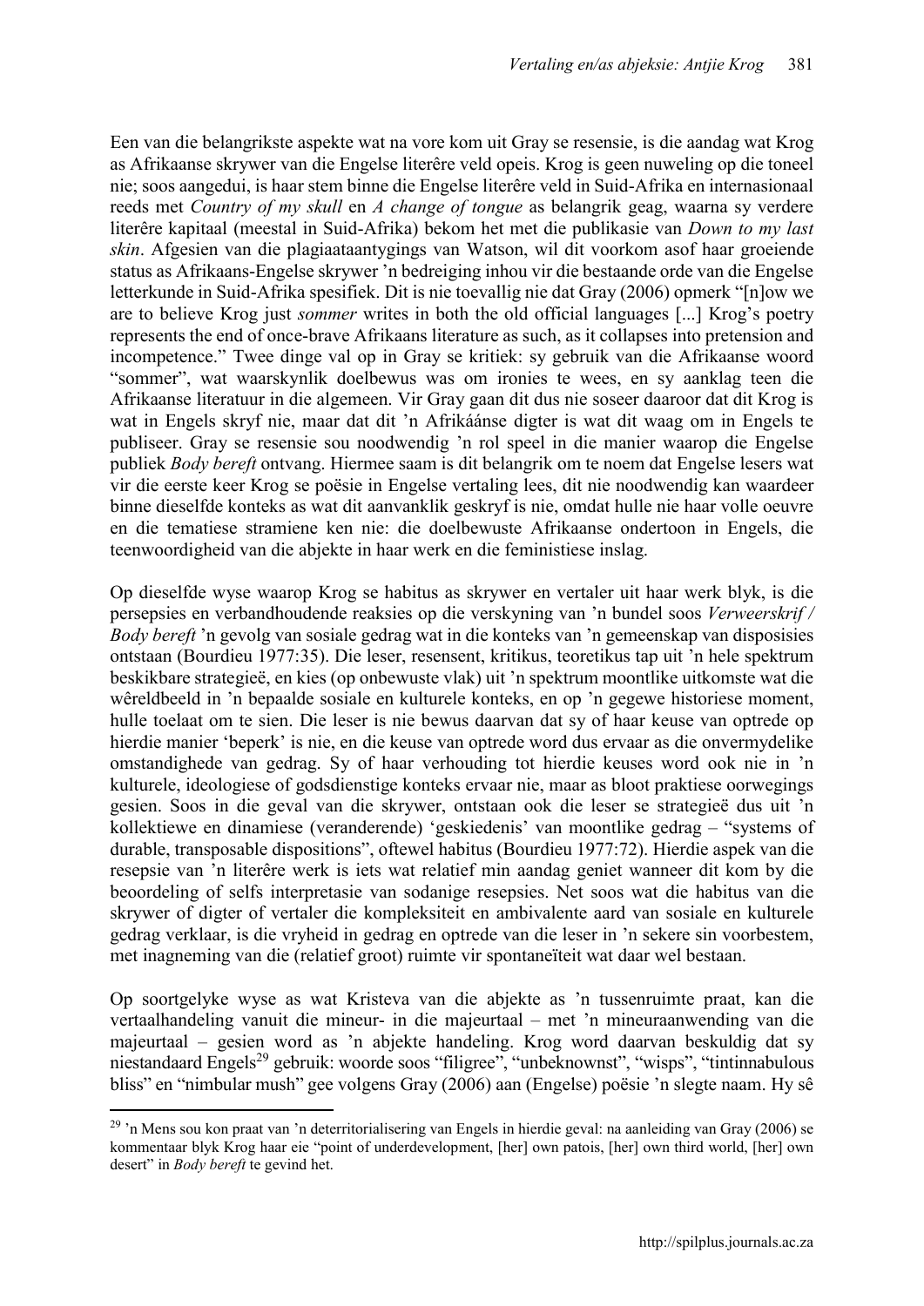Een van die belangrikste aspekte wat na vore kom uit Gray se resensie, is die aandag wat Krog as Afrikaanse skrywer van die Engelse literêre veld opeis. Krog is geen nuweling op die toneel nie; soos aangedui, is haar stem binne die Engelse literêre veld in Suid-Afrika en internasionaal reeds met *Country of my skull* en *A change of tongue* as belangrik geag, waarna sy verdere literêre kapitaal (meestal in Suid-Afrika) bekom het met die publikasie van *Down to my last skin*. Afgesien van die plagiaataantygings van Watson, wil dit voorkom asof haar groeiende status as Afrikaans-Engelse skrywer 'n bedreiging inhou vir die bestaande orde van die Engelse letterkunde in Suid-Afrika spesifiek. Dit is nie toevallig nie dat Gray (2006) opmerk "[n]ow we are to believe Krog just *sommer* writes in both the old official languages [...] Krog's poetry represents the end of once-brave Afrikaans literature as such, as it collapses into pretension and incompetence." Twee dinge val op in Gray se kritiek: sy gebruik van die Afrikaanse woord "sommer", wat waarskynlik doelbewus was om ironies te wees, en sy aanklag teen die Afrikaanse literatuur in die algemeen. Vir Gray gaan dit dus nie soseer daaroor dat dit Krog is wat in Engels skryf nie, maar dat dit 'n Afrikáánse digter is wat dit waag om in Engels te publiseer. Gray se resensie sou noodwendig 'n rol speel in die manier waarop die Engelse publiek *Body bereft* ontvang. Hiermee saam is dit belangrik om te noem dat Engelse lesers wat vir die eerste keer Krog se poësie in Engelse vertaling lees, dit nie noodwendig kan waardeer binne dieselfde konteks as wat dit aanvanklik geskryf is nie, omdat hulle nie haar volle oeuvre en die tematiese stramiene ken nie: die doelbewuste Afrikaanse ondertoon in Engels, die teenwoordigheid van die abjekte in haar werk en die feministiese inslag.

Op dieselfde wyse waarop Krog se habitus as skrywer en vertaler uit haar werk blyk, is die persepsies en verbandhoudende reaksies op die verskyning van 'n bundel soos *Verweerskrif / Body bereft* 'n gevolg van sosiale gedrag wat in die konteks van 'n gemeenskap van disposisies ontstaan (Bourdieu 1977:35). Die leser, resensent, kritikus, teoretikus tap uit 'n hele spektrum beskikbare strategieë, en kies (op onbewuste vlak) uit 'n spektrum moontlike uitkomste wat die wêreldbeeld in 'n bepaalde sosiale en kulturele konteks, en op 'n gegewe historiese moment, hulle toelaat om te sien. Die leser is nie bewus daarvan dat sy of haar keuse van optrede op hierdie manier 'beperk' is nie, en die keuse van optrede word dus ervaar as die onvermydelike omstandighede van gedrag. Sy of haar verhouding tot hierdie keuses word ook nie in 'n kulturele, ideologiese of godsdienstige konteks ervaar nie, maar as bloot praktiese oorwegings gesien. Soos in die geval van die skrywer, ontstaan ook die leser se strategieë dus uit 'n kollektiewe en dinamiese (veranderende) 'geskiedenis' van moontlike gedrag – "systems of durable, transposable dispositions", oftewel habitus (Bourdieu 1977:72). Hierdie aspek van die resepsie van 'n literêre werk is iets wat relatief min aandag geniet wanneer dit kom by die beoordeling of selfs interpretasie van sodanige resepsies. Net soos wat die habitus van die skrywer of digter of vertaler die kompleksiteit en ambivalente aard van sosiale en kulturele gedrag verklaar, is die vryheid in gedrag en optrede van die leser in 'n sekere sin voorbestem, met inagneming van die (relatief groot) ruimte vir spontaneïteit wat daar wel bestaan.

Op soortgelyke wyse as wat Kristeva van die abjekte as 'n tussenruimte praat, kan die vertaalhandeling vanuit die mineur- in die majeurtaal – met 'n mineuraanwending van die majeurtaal – gesien word as 'n abjekte handeling. Krog word daarvan beskuldig dat sy niestandaard Engels[29] gebruik: woorde soos "filigree", "unbeknownst", "wisps", "tintinnabulous bliss" en "nimbular mush" gee volgens Gray (2006) aan (Engelse) poësie 'n slegte naam. Hy sê

[29] 'n Mens sou kon praat van 'n deterritorialisering van Engels in hierdie geval: na aanleiding van Gray (2006) se kommentaar blyk Krog haar eie "point of underdevelopment, [her] own patois, [her] own third world, [her] own desert" in *Body bereft* te gevind het.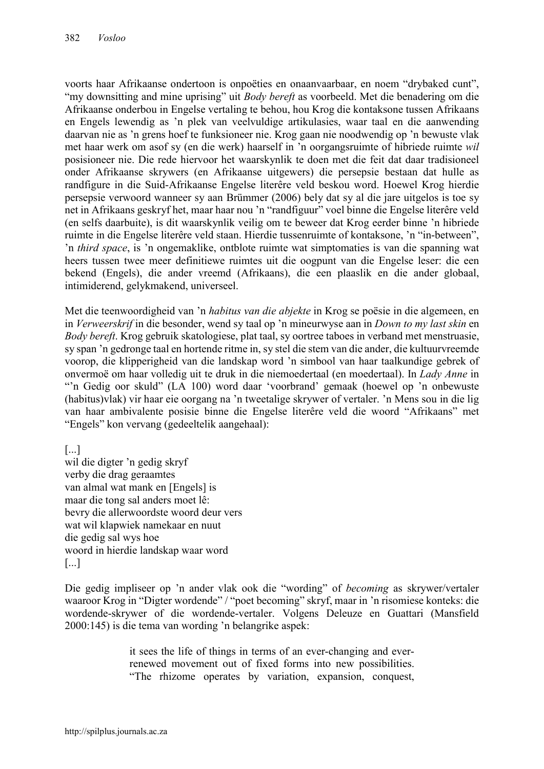voorts haar Afrikaanse ondertoon is onpoëties en onaanvaarbaar, en noem "drybaked cunt", "my downsitting and mine uprising" uit *Body bereft* as voorbeeld. Met die benadering om die Afrikaanse onderbou in Engelse vertaling te behou, hou Krog die kontaksone tussen Afrikaans en Engels lewendig as 'n plek van veelvuldige artikulasies, waar taal en die aanwending daarvan nie as 'n grens hoef te funksioneer nie. Krog gaan nie noodwendig op 'n bewuste vlak met haar werk om asof sy (en die werk) haarself in 'n oorgangsruimte of hibriede ruimte *wil* posisioneer nie. Die rede hiervoor het waarskynlik te doen met die feit dat daar tradisioneel onder Afrikaanse skrywers (en Afrikaanse uitgewers) die persepsie bestaan dat hulle as randfigure in die Suid-Afrikaanse Engelse literêre veld beskou word. Hoewel Krog hierdie persepsie verwoord wanneer sy aan Brümmer (2006) bely dat sy al die jare uitgelos is toe sy net in Afrikaans geskryf het, maar haar nou 'n "randfiguur" voel binne die Engelse literêre veld (en selfs daarbuite), is dit waarskynlik veilig om te beweer dat Krog eerder binne 'n hibriede ruimte in die Engelse literêre veld staan. Hierdie tussenruimte of kontaksone, 'n "in-between", 'n *third space*, is 'n ongemaklike, ontblote ruimte wat simptomaties is van die spanning wat heers tussen twee meer definitiewe ruimtes uit die oogpunt van die Engelse leser: die een bekend (Engels), die ander vreemd (Afrikaans), die een plaaslik en die ander globaal, intimiderend, gelykmakend, universeel.

Met die teenwoordigheid van 'n *habitus van die abjekte* in Krog se poësie in die algemeen, en in *Verweerskrif* in die besonder, wend sy taal op 'n mineurwyse aan in *Down to my last skin* en *Body bereft*. Krog gebruik skatologiese, plat taal, sy oortree taboes in verband met menstruasie, sy span 'n gedronge taal en hortende ritme in, sy stel die stem van die ander, die kultuurvreemde voorop, die klipperigheid van die landskap word 'n simbool van haar taalkundige gebrek of onvermoë om haar volledig uit te druk in die niemoedertaal (en moedertaal). In *Lady Anne* in "'n Gedig oor skuld" (LA 100) word daar 'voorbrand' gemaak (hoewel op 'n onbewuste (habitus)vlak) vir haar eie oorgang na 'n tweetalige skrywer of vertaler. 'n Mens sou in die lig van haar ambivalente posisie binne die Engelse literêre veld die woord "Afrikaans" met "Engels" kon vervang (gedeeltelik aangehaal):

[...]
wil die digter 'n gedig skryf
verby die drag geraamtes
van almal wat mank en [Engels] is
maar die tong sal anders moet lê:
bevry die allerwoordste woord deur vers
wat wil klapwiek namekaar en nuut
die gedig sal wys hoe
woord in hierdie landskap waar word
[...]

Die gedig impliseer op 'n ander vlak ook die "wording" of *becoming* as skrywer/vertaler waaroor Krog in "Digter wordende" / "poet becoming" skryf, maar in 'n risomiese konteks: die wordende-skrywer of die wordende-vertaler. Volgens Deleuze en Guattari (Mansfield 2000:145) is die tema van wording 'n belangrike aspek:

> it sees the life of things in terms of an ever-changing and ever-renewed movement out of fixed forms into new possibilities. "The rhizome operates by variation, expansion, conquest,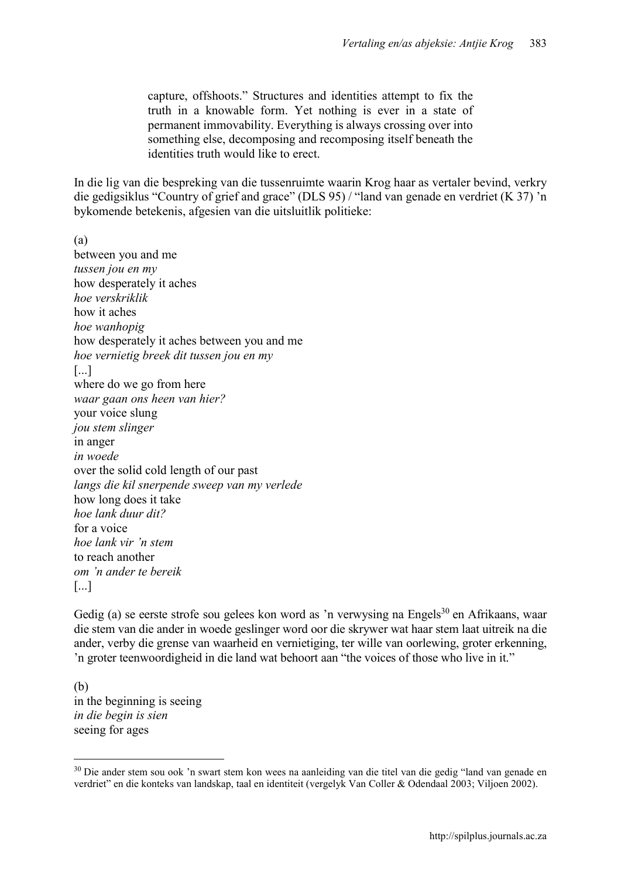> capture, offshoots." Structures and identities attempt to fix the truth in a knowable form. Yet nothing is ever in a state of permanent immovability. Everything is always crossing over into something else, decomposing and recomposing itself beneath the identities truth would like to erect.

In die lig van die bespreking van die tussenruimte waarin Krog haar as vertaler bevind, verkry die gedigsiklus "Country of grief and grace" (DLS 95) / "land van genade en verdriet (K 37) 'n bykomende betekenis, afgesien van die uitsluitlik politieke:

(a)
between you and me
*tussen jou en my*
how desperately it aches
*hoe verskriklik*
how it aches
*hoe wanhopig*
how desperately it aches between you and me
*hoe vernietig breek dit tussen jou en my*
[...]
where do we go from here
*waar gaan ons heen van hier?*
your voice slung
*jou stem slinger*
in anger
*in woede*
over the solid cold length of our past
*langs die kil snerpende sweep van my verlede*
how long does it take
*hoe lank duur dit?*
for a voice
*hoe lank vir 'n stem*
to reach another
*om 'n ander te bereik*
[...]

Gedig (a) se eerste strofe sou gelees kon word as 'n verwysing na Engels[30] en Afrikaans, waar die stem van die ander in woede geslinger word oor die skrywer wat haar stem laat uitreik na die ander, verby die grense van waarheid en vernietiging, ter wille van oorlewing, groter erkenning, 'n groter teenwoordigheid in die land wat behoort aan "the voices of those who live in it."

(b)
in the beginning is seeing
*in die begin is sien*
seeing for ages

[30] Die ander stem sou ook 'n swart stem kon wees na aanleiding van die titel van die gedig "land van genade en verdriet" en die konteks van landskap, taal en identiteit (vergelyk Van Coller & Odendaal 2003; Viljoen 2002).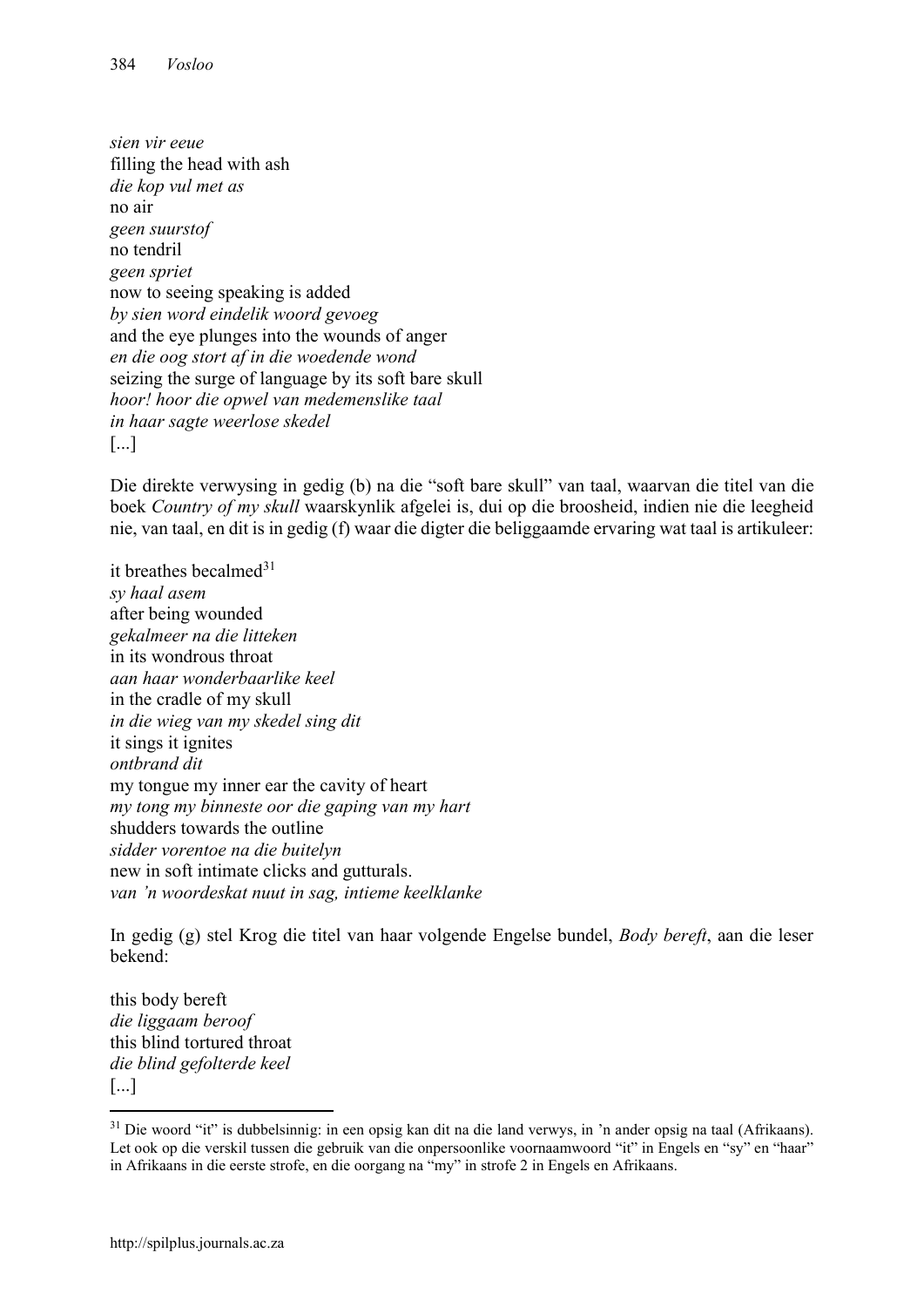*sien vir eeue*  
filling the head with ash  
*die kop vul met as*  
no air  
*geen suurstof*  
no tendril  
*geen spriet*  
now to seeing speaking is added  
*by sien word eindelik woord gevoeg*  
and the eye plunges into the wounds of anger  
*en die oog stort af in die woedende wond*  
seizing the surge of language by its soft bare skull  
*hoor! hoor die opwel van medemenslike taal*  
*in haar sagte weerlose skedel*  
[...]

Die direkte verwysing in gedig (b) na die "soft bare skull" van taal, waarvan die titel van die boek *Country of my skull* waarskynlik afgelei is, dui op die broosheid, indien nie die leegheid nie, van taal, en dit is in gedig (f) waar die digter die beliggaamde ervaring wat taal is artikuleer:

it breathes becalmed[31]  
*sy haal asem*  
after being wounded  
*gekalmeer na die litteken*  
in its wondrous throat  
*aan haar wonderbaarlike keel*  
in the cradle of my skull  
*in die wieg van my skedel sing dit*  
it sings it ignites  
*ontbrand dit*  
my tongue my inner ear the cavity of heart  
*my tong my binneste oor die gaping van my hart*  
shudders towards the outline  
*sidder vorentoe na die buitelyn*  
new in soft intimate clicks and gutturals.  
*van 'n woordeskat nuut in sag, intieme keelklanke*

In gedig (g) stel Krog die titel van haar volgende Engelse bundel, *Body bereft*, aan die leser bekend:

this body bereft  
*die liggaam beroof*  
this blind tortured throat  
*die blind gefolterde keel*  
[...]

[31] Die woord "it" is dubbelsinnig: in een opsig kan dit na die land verwys, in 'n ander opsig na taal (Afrikaans). Let ook op die verskil tussen die gebruik van die onpersoonlike voornaamwoord "it" in Engels en "sy" en "haar" in Afrikaans in die eerste strofe, en die oorgang na "my" in strofe 2 in Engels en Afrikaans.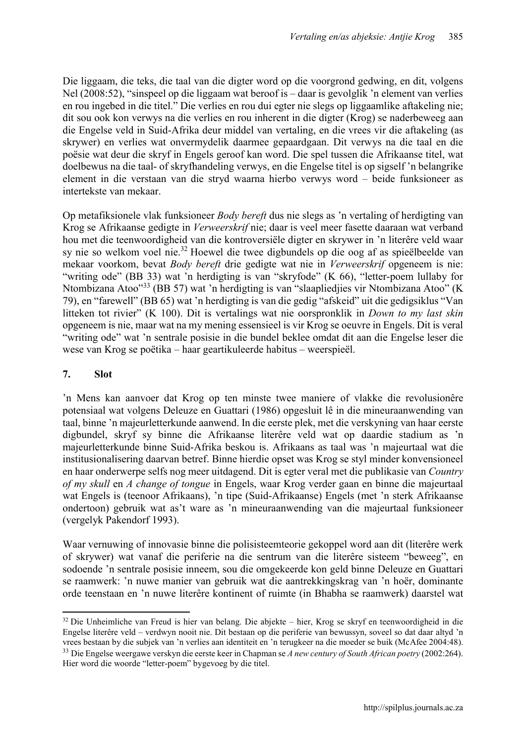Die liggaam, die teks, die taal van die digter word op die voorgrond gedwing, en dit, volgens Nel (2008:52), "sinspeel op die liggaam wat beroof is – daar is gevolglik 'n element van verlies en rou ingebed in die titel." Die verlies en rou dui egter nie slegs op liggaamlike aftakeling nie; dit sou ook kon verwys na die verlies en rou inherent in die digter (Krog) se naderbeweeg aan die Engelse veld in Suid-Afrika deur middel van vertaling, en die vrees vir die aftakeling (as skrywer) en verlies wat onvermydelik daarmee gepaardgaan. Dit verwys na die taal en die poësie wat deur die skryf in Engels geroof kan word. Die spel tussen die Afrikaanse titel, wat doelbewus na die taal- of skryfhandeling verwys, en die Engelse titel is op sigself 'n belangrike element in die verstaan van die stryd waarna hierbo verwys word – beide funksioneer as intertekste van mekaar.

Op metafiksionele vlak funksioneer *Body bereft* dus nie slegs as 'n vertaling of herdigting van Krog se Afrikaanse gedigte in *Verweerskrif* nie; daar is veel meer fasette daaraan wat verband hou met die teenwoordigheid van die kontroversiële digter en skrywer in 'n literêre veld waar sy nie so welkom voel nie.[32] Hoewel die twee digbundels op die oog af as spieëlbeelde van mekaar voorkom, bevat *Body bereft* drie gedigte wat nie in *Verweerskrif* opgeneem is nie: "writing ode" (BB 33) wat 'n herdigting is van "skryfode" (K 66), "letter-poem lullaby for Ntombizana Atoo"[33] (BB 57) wat 'n herdigting is van "slaapliedjies vir Ntombizana Atoo" (K 79), en "farewell" (BB 65) wat 'n herdigting is van die gedig "afskeid" uit die gedigsiklus "Van litteken tot rivier" (K 100). Dit is vertalings wat nie oorspronklik in *Down to my last skin* opgeneem is nie, maar wat na my mening essensieel is vir Krog se oeuvre in Engels. Dit is veral "writing ode" wat 'n sentrale posisie in die bundel beklee omdat dit aan die Engelse leser die wese van Krog se poëtika – haar geartikuleerde habitus – weerspieël.

## 7. Slot

'n Mens kan aanvoer dat Krog op ten minste twee maniere of vlakke die revolusionêre potensiaal wat volgens Deleuze en Guattari (1986) opgesluit lê in die mineuraanwending van taal, binne 'n majeurletterkunde aanwend. In die eerste plek, met die verskyning van haar eerste digbundel, skryf sy binne die Afrikaanse literêre veld wat op daardie stadium as 'n majeurletterkunde binne Suid-Afrika beskou is. Afrikaans as taal was 'n majeurtaal wat die institusionalisering daarvan betref. Binne hierdie opset was Krog se styl minder konvensioneel en haar onderwerpe selfs nog meer uitdagend. Dit is egter veral met die publikasie van *Country of my skull* en *A change of tongue* in Engels, waar Krog verder gaan en binne die majeurtaal wat Engels is (teenoor Afrikaans), 'n tipe (Suid-Afrikaanse) Engels (met 'n sterk Afrikaanse ondertoon) gebruik wat as't ware as 'n mineuraanwending van die majeurtaal funksioneer (vergelyk Pakendorf 1993).

Waar vernuwing of innovasie binne die polisisteemteorie gekoppel word aan dit (literêre werk of skrywer) wat vanaf die periferie na die sentrum van die literêre sisteem "beweeg", en sodoende 'n sentrale posisie inneem, sou die omgekeerde kon geld binne Deleuze en Guattari se raamwerk: 'n nuwe manier van gebruik wat die aantrekkingskrag van 'n hoër, dominante orde teenstaan en 'n nuwe literêre kontinent of ruimte (in Bhabha se raamwerk) daarstel wat

---

[32] Die Unheimliche van Freud is hier van belang. Die abjekte – hier, Krog se skryf en teenwoordigheid in die Engelse literêre veld – verdwyn nooit nie. Dit bestaan op die periferie van bewussyn, soveel so dat daar altyd 'n vrees bestaan by die subjek van 'n verlies aan identiteit en 'n terugkeer na die moeder se buik (McAfee 2004:48).

[33] Die Engelse weergawe verskyn die eerste keer in Chapman se *A new century of South African poetry* (2002:264). Hier word die woorde "letter-poem" bygevoeg by die titel.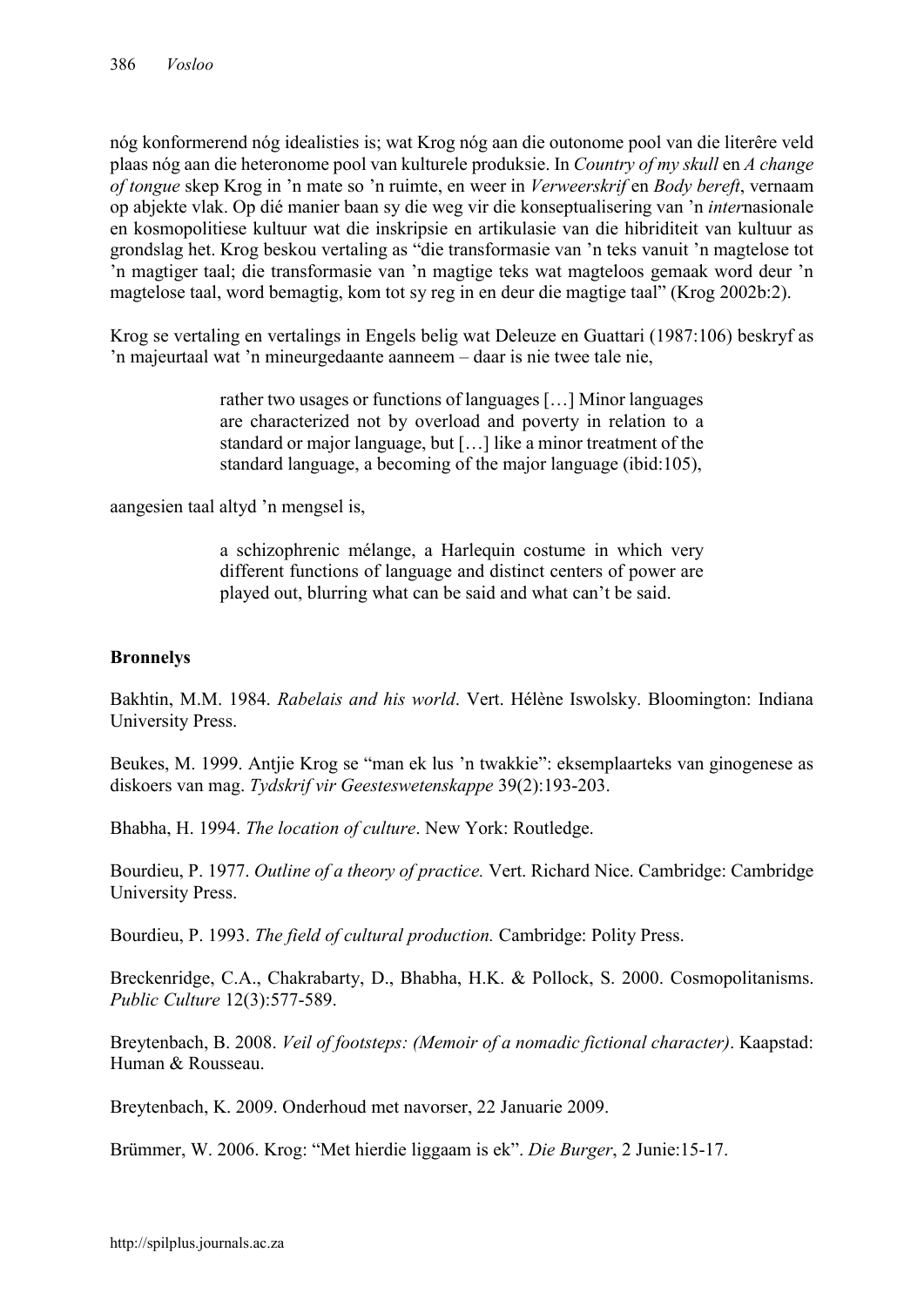nóg konformerend nóg idealisties is; wat Krog nóg aan die outonome pool van die literêre veld plaas nóg aan die heteronome pool van kulturele produksie. In *Country of my skull* en *A change of tongue* skep Krog in 'n mate so 'n ruimte, en weer in *Verweerskrif* en *Body bereft*, vernaam op abjekte vlak. Op dié manier baan sy die weg vir die konseptualisering van 'n *inter*nasionale en kosmopolitiese kultuur wat die inskripsie en artikulasie van die hibriditeit van kultuur as grondslag het. Krog beskou vertaling as "die transformasie van 'n teks vanuit 'n magtelose tot 'n magtiger taal; die transformasie van 'n magtige teks wat magteloos gemaak word deur 'n magtelose taal, word bemagtig, kom tot sy reg in en deur die magtige taal" (Krog 2002b:2).

Krog se vertaling en vertalings in Engels belig wat Deleuze en Guattari (1987:106) beskryf as 'n majeurtaal wat 'n mineurgedaante aanneem – daar is nie twee tale nie,

> rather two usages or functions of languages […] Minor languages are characterized not by overload and poverty in relation to a standard or major language, but […] like a minor treatment of the standard language, a becoming of the major language (ibid:105),

aangesien taal altyd 'n mengsel is,

> a schizophrenic mélange, a Harlequin costume in which very different functions of language and distinct centers of power are played out, blurring what can be said and what can't be said.

**Bronnelys**

Bakhtin, M.M. 1984. *Rabelais and his world*. Vert. Hélène Iswolsky. Bloomington: Indiana University Press.

Beukes, M. 1999. Antjie Krog se "man ek lus 'n twakkie": eksemplaarteks van ginogenese as diskoers van mag. *Tydskrif vir Geesteswetenskappe* 39(2):193-203.

Bhabha, H. 1994. *The location of culture*. New York: Routledge.

Bourdieu, P. 1977. *Outline of a theory of practice.* Vert. Richard Nice. Cambridge: Cambridge University Press.

Bourdieu, P. 1993. *The field of cultural production.* Cambridge: Polity Press.

Breckenridge, C.A., Chakrabarty, D., Bhabha, H.K. & Pollock, S. 2000. Cosmopolitanisms. *Public Culture* 12(3):577-589.

Breytenbach, B. 2008. *Veil of footsteps: (Memoir of a nomadic fictional character)*. Kaapstad: Human & Rousseau.

Breytenbach, K. 2009. Onderhoud met navorser, 22 Januarie 2009.

Brümmer, W. 2006. Krog: "Met hierdie liggaam is ek". *Die Burger*, 2 Junie:15-17.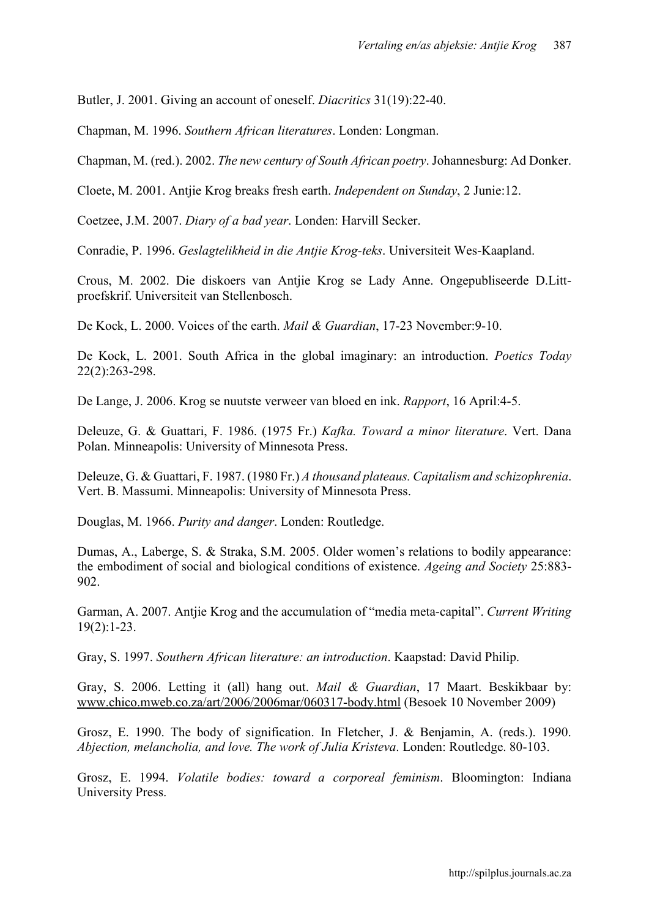Butler, J. 2001. Giving an account of oneself. *Diacritics* 31(19):22-40.

Chapman, M. 1996. *Southern African literatures*. Londen: Longman.

Chapman, M. (red.). 2002. *The new century of South African poetry*. Johannesburg: Ad Donker.

Cloete, M. 2001. Antjie Krog breaks fresh earth. *Independent on Sunday*, 2 Junie:12.

Coetzee, J.M. 2007. *Diary of a bad year*. Londen: Harvill Secker.

Conradie, P. 1996. *Geslagtelikheid in die Antjie Krog-teks*. Universiteit Wes-Kaapland.

Crous, M. 2002. Die diskoers van Antjie Krog se Lady Anne. Ongepubliseerde D.Litt-proefskrif. Universiteit van Stellenbosch.

De Kock, L. 2000. Voices of the earth. *Mail & Guardian*, 17-23 November:9-10.

De Kock, L. 2001. South Africa in the global imaginary: an introduction. *Poetics Today* 22(2):263-298.

De Lange, J. 2006. Krog se nuutste verweer van bloed en ink. *Rapport*, 16 April:4-5.

Deleuze, G. & Guattari, F. 1986. (1975 Fr.) *Kafka. Toward a minor literature*. Vert. Dana Polan. Minneapolis: University of Minnesota Press.

Deleuze, G. & Guattari, F. 1987. (1980 Fr.) *A thousand plateaus. Capitalism and schizophrenia*. Vert. B. Massumi. Minneapolis: University of Minnesota Press.

Douglas, M. 1966. *Purity and danger*. Londen: Routledge.

Dumas, A., Laberge, S. & Straka, S.M. 2005. Older women's relations to bodily appearance: the embodiment of social and biological conditions of existence. *Ageing and Society* 25:883-902.

Garman, A. 2007. Antjie Krog and the accumulation of "media meta-capital". *Current Writing* 19(2):1-23.

Gray, S. 1997. *Southern African literature: an introduction*. Kaapstad: David Philip.

Gray, S. 2006. Letting it (all) hang out. *Mail & Guardian*, 17 Maart. Beskikbaar by: www.chico.mweb.co.za/art/2006/2006mar/060317-body.html (Besoek 10 November 2009)

Grosz, E. 1990. The body of signification. In Fletcher, J. & Benjamin, A. (reds.). 1990. *Abjection, melancholia, and love. The work of Julia Kristeva*. Londen: Routledge. 80-103.

Grosz, E. 1994. *Volatile bodies: toward a corporeal feminism*. Bloomington: Indiana University Press.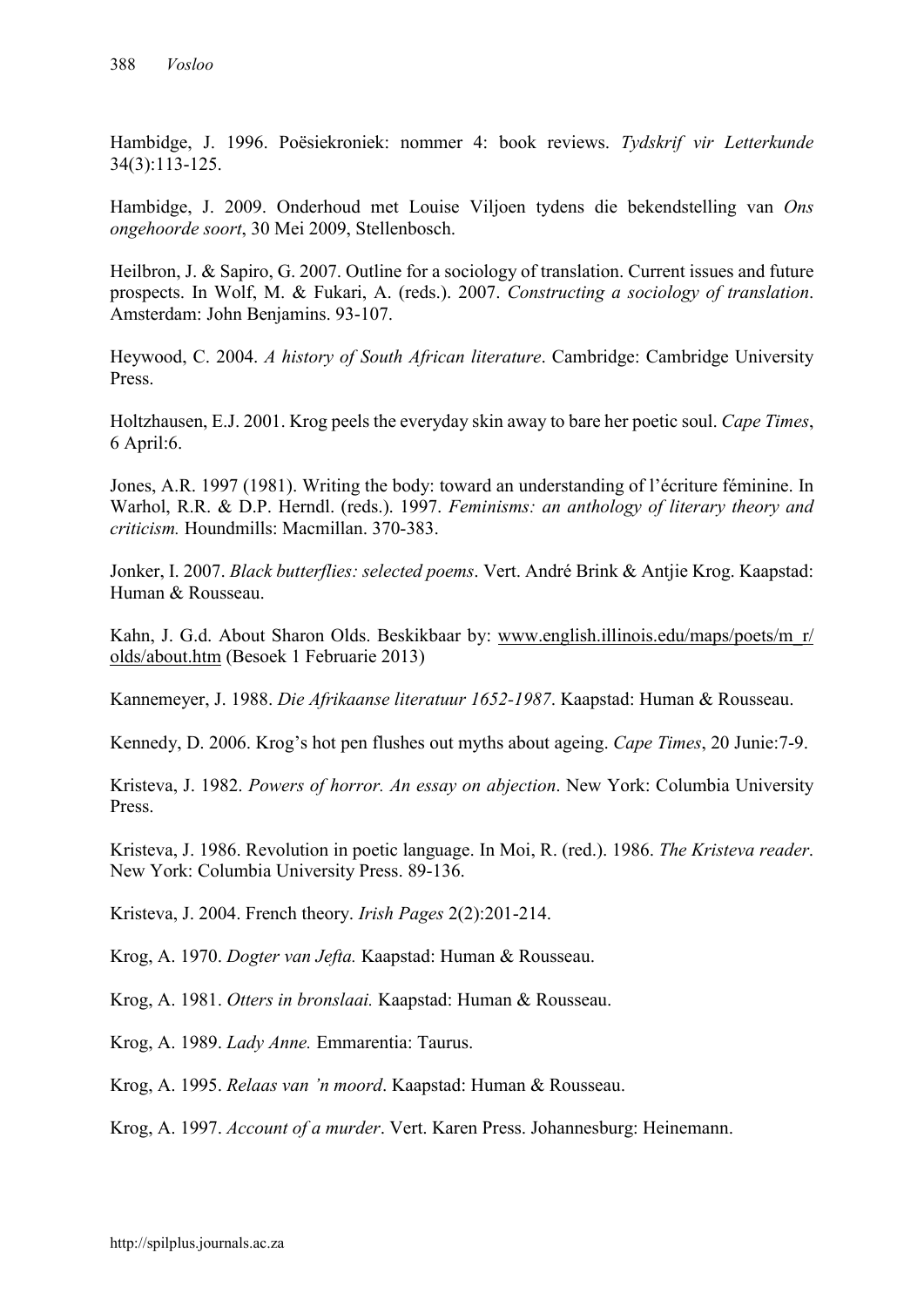Hambidge, J. 1996. Poësiekroniek: nommer 4: book reviews. *Tydskrif vir Letterkunde* 34(3):113-125.

Hambidge, J. 2009. Onderhoud met Louise Viljoen tydens die bekendstelling van *Ons ongehoorde soort*, 30 Mei 2009, Stellenbosch.

Heilbron, J. & Sapiro, G. 2007. Outline for a sociology of translation. Current issues and future prospects. In Wolf, M. & Fukari, A. (reds.). 2007. *Constructing a sociology of translation*. Amsterdam: John Benjamins. 93-107.

Heywood, C. 2004. *A history of South African literature*. Cambridge: Cambridge University Press.

Holtzhausen, E.J. 2001. Krog peels the everyday skin away to bare her poetic soul. *Cape Times*, 6 April:6.

Jones, A.R. 1997 (1981). Writing the body: toward an understanding of l'écriture féminine. In Warhol, R.R. & D.P. Herndl. (reds.). 1997. *Feminisms: an anthology of literary theory and criticism.* Houndmills: Macmillan. 370-383.

Jonker, I. 2007. *Black butterflies: selected poems*. Vert. André Brink & Antjie Krog. Kaapstad: Human & Rousseau.

Kahn, J. G.d. About Sharon Olds. Beskikbaar by: www.english.illinois.edu/maps/poets/m_r/olds/about.htm (Besoek 1 Februarie 2013)

Kannemeyer, J. 1988. *Die Afrikaanse literatuur 1652-1987*. Kaapstad: Human & Rousseau.

Kennedy, D. 2006. Krog's hot pen flushes out myths about ageing. *Cape Times*, 20 Junie:7-9.

Kristeva, J. 1982. *Powers of horror. An essay on abjection*. New York: Columbia University Press.

Kristeva, J. 1986. Revolution in poetic language. In Moi, R. (red.). 1986. *The Kristeva reader*. New York: Columbia University Press. 89-136.

Kristeva, J. 2004. French theory. *Irish Pages* 2(2):201-214.

Krog, A. 1970. *Dogter van Jefta.* Kaapstad: Human & Rousseau.

Krog, A. 1981. *Otters in bronslaai.* Kaapstad: Human & Rousseau.

Krog, A. 1989. *Lady Anne.* Emmarentia: Taurus.

Krog, A. 1995. *Relaas van 'n moord*. Kaapstad: Human & Rousseau.

Krog, A. 1997. *Account of a murder*. Vert. Karen Press. Johannesburg: Heinemann.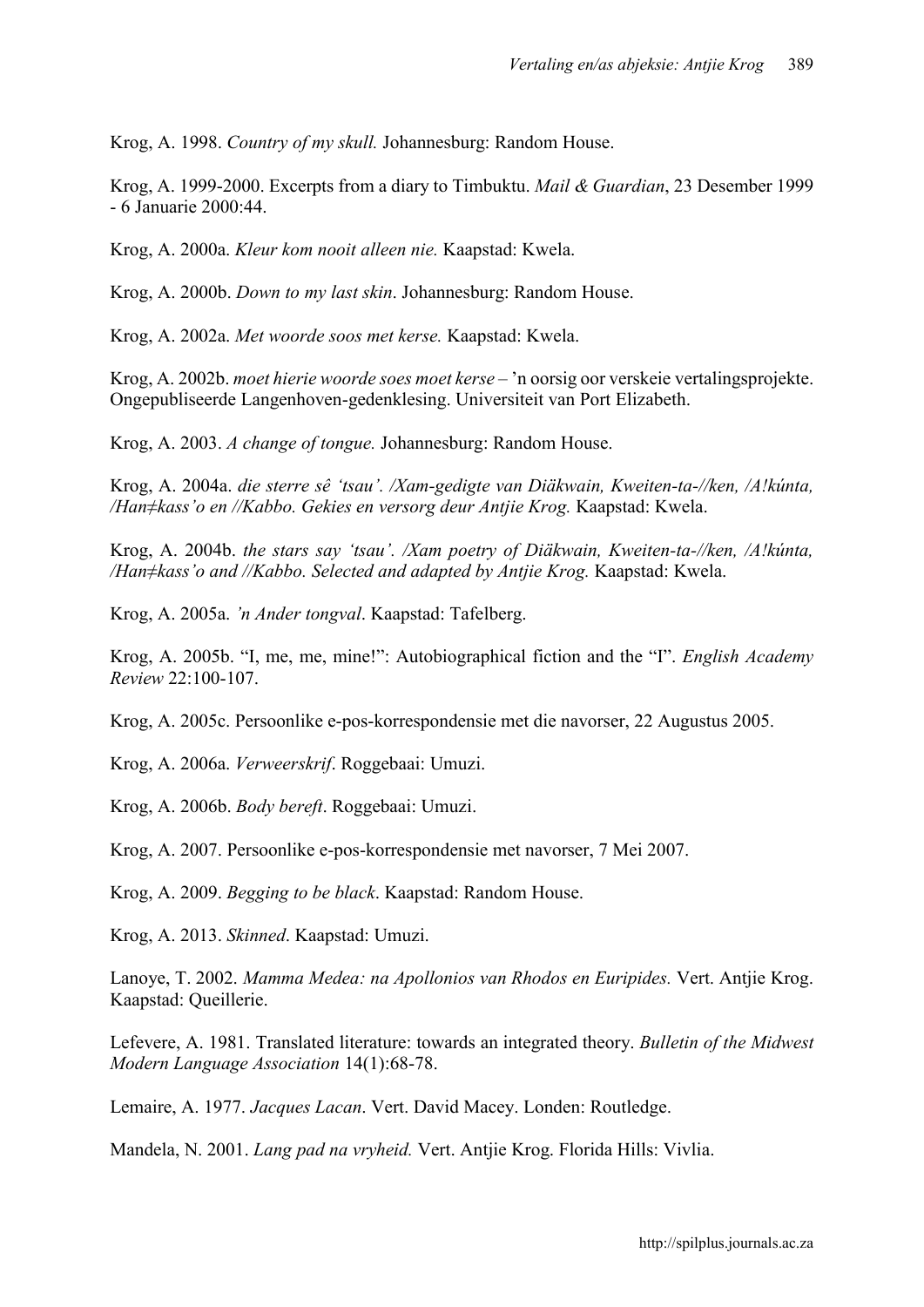Krog, A. 1998. *Country of my skull.* Johannesburg: Random House.

Krog, A. 1999-2000. Excerpts from a diary to Timbuktu. *Mail & Guardian*, 23 Desember 1999 - 6 Januarie 2000:44.

Krog, A. 2000a. *Kleur kom nooit alleen nie.* Kaapstad: Kwela.

Krog, A. 2000b. *Down to my last skin*. Johannesburg: Random House.

Krog, A. 2002a. *Met woorde soos met kerse.* Kaapstad: Kwela.

Krog, A. 2002b. *moet hierie woorde soes moet kerse* – 'n oorsig oor verskeie vertalingsprojekte. Ongepubliseerde Langenhoven-gedenklesing. Universiteit van Port Elizabeth.

Krog, A. 2003. *A change of tongue.* Johannesburg: Random House.

Krog, A. 2004a. *die sterre sê 'tsau'. /Xam-gedigte van Diäkwain, Kweiten-ta-//ken, /A!kúnta, /Han≠kass'o en //Kabbo. Gekies en versorg deur Antjie Krog.* Kaapstad: Kwela.

Krog, A. 2004b. *the stars say 'tsau'. /Xam poetry of Diäkwain, Kweiten-ta-//ken, /A!kúnta, /Han≠kass'o and //Kabbo. Selected and adapted by Antjie Krog.* Kaapstad: Kwela.

Krog, A. 2005a. *'n Ander tongval*. Kaapstad: Tafelberg.

Krog, A. 2005b. "I, me, me, mine!": Autobiographical fiction and the "I". *English Academy Review* 22:100-107.

Krog, A. 2005c. Persoonlike e-pos-korrespondensie met die navorser, 22 Augustus 2005.

Krog, A. 2006a. *Verweerskrif*. Roggebaai: Umuzi.

Krog, A. 2006b. *Body bereft*. Roggebaai: Umuzi.

Krog, A. 2007. Persoonlike e-pos-korrespondensie met navorser, 7 Mei 2007.

Krog, A. 2009. *Begging to be black*. Kaapstad: Random House.

Krog, A. 2013. *Skinned*. Kaapstad: Umuzi.

Lanoye, T. 2002. *Mamma Medea: na Apollonios van Rhodos en Euripides.* Vert. Antjie Krog. Kaapstad: Queillerie.

Lefevere, A. 1981. Translated literature: towards an integrated theory. *Bulletin of the Midwest Modern Language Association* 14(1):68-78.

Lemaire, A. 1977. *Jacques Lacan*. Vert. David Macey. Londen: Routledge.

Mandela, N. 2001. *Lang pad na vryheid.* Vert. Antjie Krog. Florida Hills: Vivlia.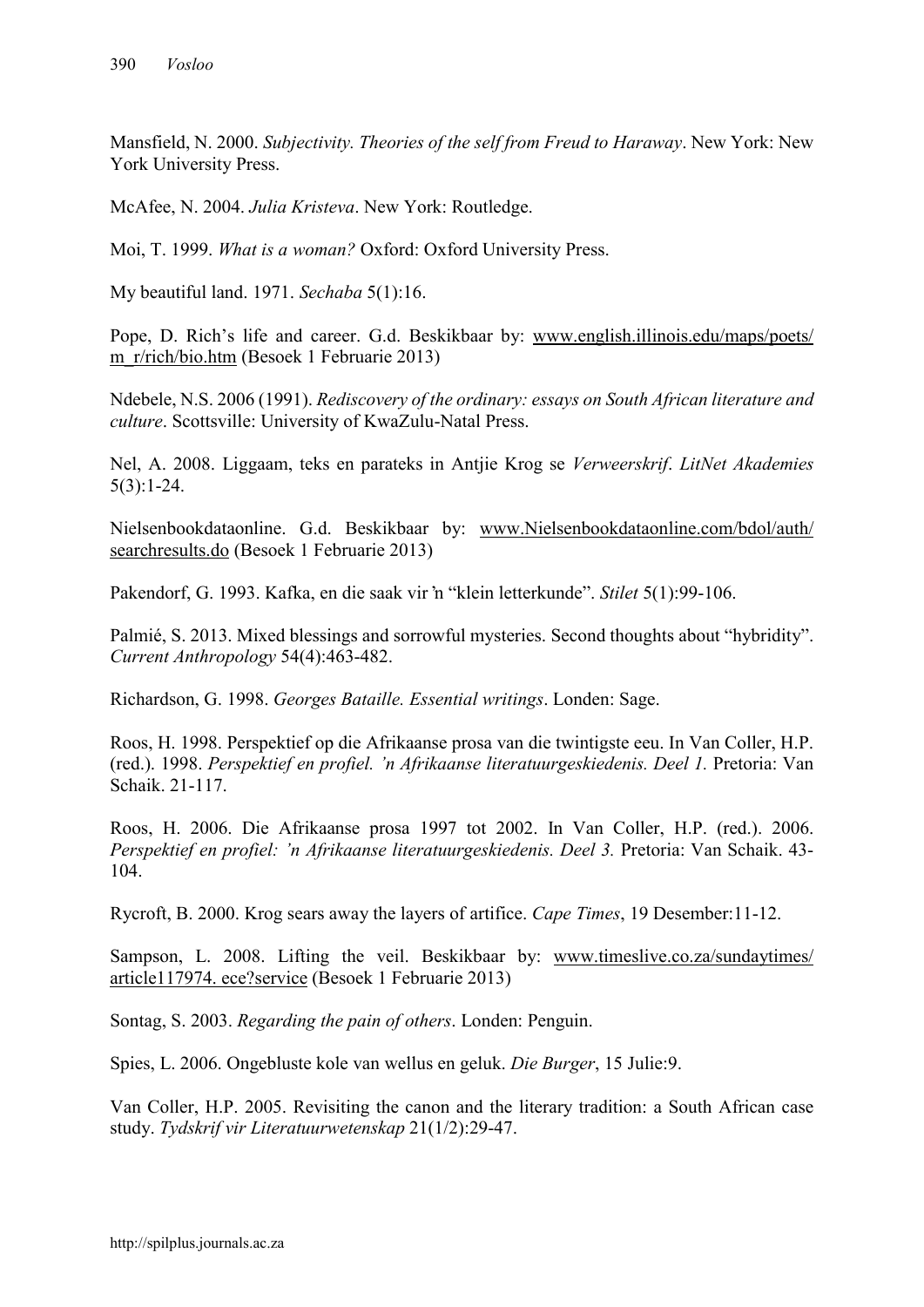Mansfield, N. 2000. *Subjectivity. Theories of the self from Freud to Haraway*. New York: New York University Press.

McAfee, N. 2004. *Julia Kristeva*. New York: Routledge.

Moi, T. 1999. *What is a woman?* Oxford: Oxford University Press.

My beautiful land. 1971. *Sechaba* 5(1):16.

Pope, D. Rich's life and career. G.d. Beskikbaar by: www.english.illinois.edu/maps/poets/m_r/rich/bio.htm (Besoek 1 Februarie 2013)

Ndebele, N.S. 2006 (1991). *Rediscovery of the ordinary: essays on South African literature and culture*. Scottsville: University of KwaZulu-Natal Press.

Nel, A. 2008. Liggaam, teks en parateks in Antjie Krog se *Verweerskrif*. *LitNet Akademies* 5(3):1-24.

Nielsenbookdataonline. G.d. Beskikbaar by: www.Nielsenbookdataonline.com/bdol/auth/searchresults.do (Besoek 1 Februarie 2013)

Pakendorf, G. 1993. Kafka, en die saak vir ŉ "klein letterkunde". *Stilet* 5(1):99-106.

Palmié, S. 2013. Mixed blessings and sorrowful mysteries. Second thoughts about "hybridity". *Current Anthropology* 54(4):463-482.

Richardson, G. 1998. *Georges Bataille. Essential writings*. Londen: Sage.

Roos, H. 1998. Perspektief op die Afrikaanse prosa van die twintigste eeu. In Van Coller, H.P. (red.). 1998. *Perspektief en profiel. 'n Afrikaanse literatuurgeskiedenis. Deel 1.* Pretoria: Van Schaik. 21-117.

Roos, H. 2006. Die Afrikaanse prosa 1997 tot 2002. In Van Coller, H.P. (red.). 2006. *Perspektief en profiel: 'n Afrikaanse literatuurgeskiedenis. Deel 3.* Pretoria: Van Schaik. 43-104.

Rycroft, B. 2000. Krog sears away the layers of artifice. *Cape Times*, 19 Desember:11-12.

Sampson, L. 2008. Lifting the veil. Beskikbaar by: www.timeslive.co.za/sundaytimes/article117974. ece?service (Besoek 1 Februarie 2013)

Sontag, S. 2003. *Regarding the pain of others*. Londen: Penguin.

Spies, L. 2006. Ongebluste kole van wellus en geluk. *Die Burger*, 15 Julie:9.

Van Coller, H.P. 2005. Revisiting the canon and the literary tradition: a South African case study. *Tydskrif vir Literatuurwetenskap* 21(1/2):29-47.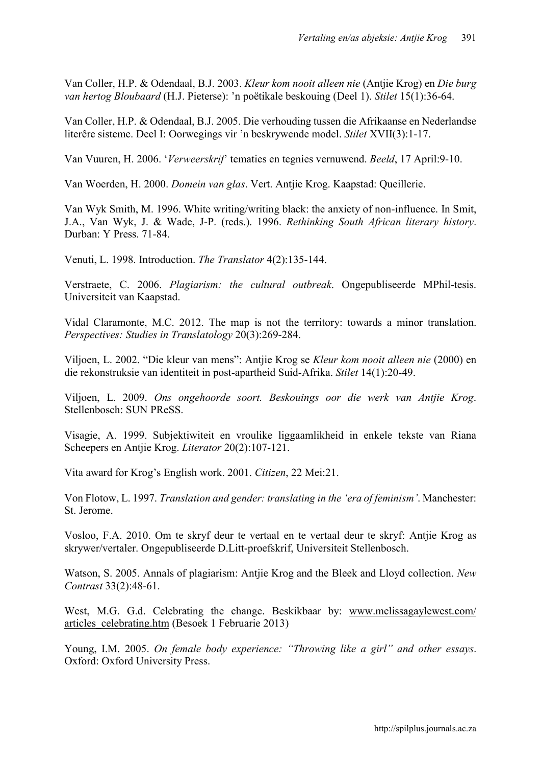Van Coller, H.P. & Odendaal, B.J. 2003. *Kleur kom nooit alleen nie* (Antjie Krog) en *Die burg van hertog Bloubaard* (H.J. Pieterse): 'n poëtikale beskouing (Deel 1). *Stilet* 15(1):36-64.

Van Coller, H.P. & Odendaal, B.J. 2005. Die verhouding tussen die Afrikaanse en Nederlandse literêre sisteme. Deel I: Oorwegings vir 'n beskrywende model. *Stilet* XVII(3):1-17.

Van Vuuren, H. 2006. '*Verweerskrif*' tematies en tegnies vernuwend. *Beeld*, 17 April:9-10.

Van Woerden, H. 2000. *Domein van glas*. Vert. Antjie Krog. Kaapstad: Queillerie.

Van Wyk Smith, M. 1996. White writing/writing black: the anxiety of non-influence. In Smit, J.A., Van Wyk, J. & Wade, J-P. (reds.). 1996. *Rethinking South African literary history*. Durban: Y Press. 71-84.

Venuti, L. 1998. Introduction. *The Translator* 4(2):135-144.

Verstraete, C. 2006. *Plagiarism: the cultural outbreak*. Ongepubliseerde MPhil-tesis. Universiteit van Kaapstad.

Vidal Claramonte, M.C. 2012. The map is not the territory: towards a minor translation. *Perspectives: Studies in Translatology* 20(3):269-284.

Viljoen, L. 2002. "Die kleur van mens": Antjie Krog se *Kleur kom nooit alleen nie* (2000) en die rekonstruksie van identiteit in post-apartheid Suid-Afrika. *Stilet* 14(1):20-49.

Viljoen, L. 2009. *Ons ongehoorde soort. Beskouings oor die werk van Antjie Krog*. Stellenbosch: SUN PReSS.

Visagie, A. 1999. Subjektiwiteit en vroulike liggaamlikheid in enkele tekste van Riana Scheepers en Antjie Krog. *Literator* 20(2):107-121.

Vita award for Krog's English work. 2001. *Citizen*, 22 Mei:21.

Von Flotow, L. 1997. *Translation and gender: translating in the 'era of feminism'*. Manchester: St. Jerome.

Vosloo, F.A. 2010. Om te skryf deur te vertaal en te vertaal deur te skryf: Antjie Krog as skrywer/vertaler. Ongepubliseerde D.Litt-proefskrif, Universiteit Stellenbosch.

Watson, S. 2005. Annals of plagiarism: Antjie Krog and the Bleek and Lloyd collection. *New Contrast* 33(2):48-61.

West, M.G. G.d. Celebrating the change. Beskikbaar by: www.melissagaylewest.com/articles_celebrating.htm (Besoek 1 Februarie 2013)

Young, I.M. 2005. *On female body experience: "Throwing like a girl" and other essays*. Oxford: Oxford University Press.